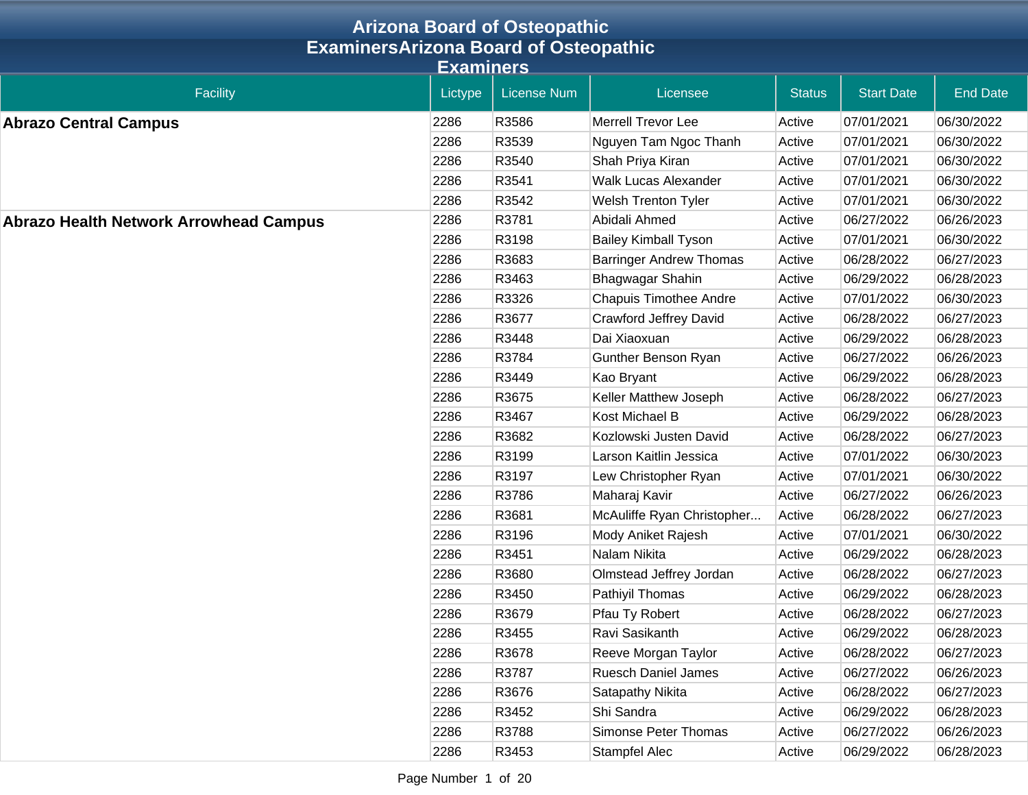# Arizona Board of Osteopathic ExaminersArizona Board of Osteopathic Examiners

| Facility | Lictype | License Num | Licensee | Status | Start Date | End Date |
|---|---|---|---|---|---|---|
| **Abrazo Central Campus** | 2286 | R3586 | Merrell Trevor Lee | Active | 07/01/2021 | 06/30/2022 |
| | 2286 | R3539 | Nguyen Tam Ngoc Thanh | Active | 07/01/2021 | 06/30/2022 |
| | 2286 | R3540 | Shah Priya Kiran | Active | 07/01/2021 | 06/30/2022 |
| | 2286 | R3541 | Walk Lucas Alexander | Active | 07/01/2021 | 06/30/2022 |
| | 2286 | R3542 | Welsh Trenton Tyler | Active | 07/01/2021 | 06/30/2022 |
| **Abrazo Health Network Arrowhead Campus** | 2286 | R3781 | Abidali Ahmed | Active | 06/27/2022 | 06/26/2023 |
| | 2286 | R3198 | Bailey Kimball Tyson | Active | 07/01/2021 | 06/30/2022 |
| | 2286 | R3683 | Barringer Andrew Thomas | Active | 06/28/2022 | 06/27/2023 |
| | 2286 | R3463 | Bhagwagar Shahin | Active | 06/29/2022 | 06/28/2023 |
| | 2286 | R3326 | Chapuis Timothee Andre | Active | 07/01/2022 | 06/30/2023 |
| | 2286 | R3677 | Crawford Jeffrey David | Active | 06/28/2022 | 06/27/2023 |
| | 2286 | R3448 | Dai Xiaoxuan | Active | 06/29/2022 | 06/28/2023 |
| | 2286 | R3784 | Gunther Benson Ryan | Active | 06/27/2022 | 06/26/2023 |
| | 2286 | R3449 | Kao Bryant | Active | 06/29/2022 | 06/28/2023 |
| | 2286 | R3675 | Keller Matthew Joseph | Active | 06/28/2022 | 06/27/2023 |
| | 2286 | R3467 | Kost Michael B | Active | 06/29/2022 | 06/28/2023 |
| | 2286 | R3682 | Kozlowski Justen David | Active | 06/28/2022 | 06/27/2023 |
| | 2286 | R3199 | Larson Kaitlin Jessica | Active | 07/01/2022 | 06/30/2023 |
| | 2286 | R3197 | Lew Christopher Ryan | Active | 07/01/2021 | 06/30/2022 |
| | 2286 | R3786 | Maharaj Kavir | Active | 06/27/2022 | 06/26/2023 |
| | 2286 | R3681 | McAuliffe Ryan Christopher... | Active | 06/28/2022 | 06/27/2023 |
| | 2286 | R3196 | Mody Aniket Rajesh | Active | 07/01/2021 | 06/30/2022 |
| | 2286 | R3451 | Nalam Nikita | Active | 06/29/2022 | 06/28/2023 |
| | 2286 | R3680 | Olmstead Jeffrey Jordan | Active | 06/28/2022 | 06/27/2023 |
| | 2286 | R3450 | Pathiyil Thomas | Active | 06/29/2022 | 06/28/2023 |
| | 2286 | R3679 | Pfau Ty Robert | Active | 06/28/2022 | 06/27/2023 |
| | 2286 | R3455 | Ravi Sasikanth | Active | 06/29/2022 | 06/28/2023 |
| | 2286 | R3678 | Reeve Morgan Taylor | Active | 06/28/2022 | 06/27/2023 |
| | 2286 | R3787 | Ruesch Daniel James | Active | 06/27/2022 | 06/26/2023 |
| | 2286 | R3676 | Satapathy Nikita | Active | 06/28/2022 | 06/27/2023 |
| | 2286 | R3452 | Shi Sandra | Active | 06/29/2022 | 06/28/2023 |
| | 2286 | R3788 | Simonse Peter Thomas | Active | 06/27/2022 | 06/26/2023 |
| | 2286 | R3453 | Stampfel Alec | Active | 06/29/2022 | 06/28/2023 |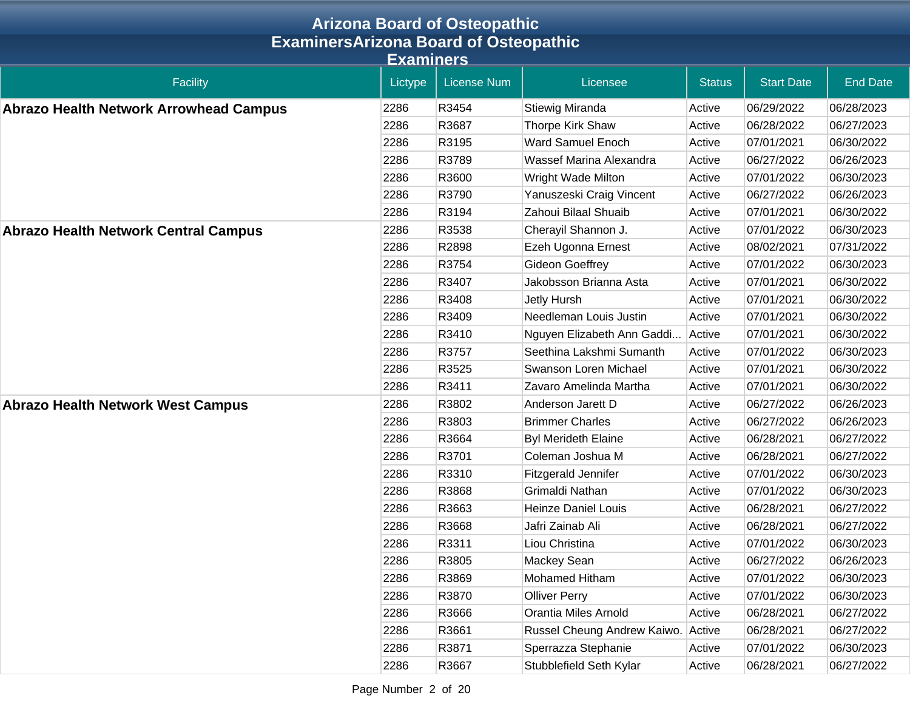# Arizona Board of Osteopathic ExaminersArizona Board of Osteopathic Examiners

| Facility | Lictype | License Num | Licensee | Status | Start Date | End Date |
|---|---|---|---|---|---|---|
| **Abrazo Health Network Arrowhead Campus** | 2286 | R3454 | Stiewig Miranda | Active | 06/29/2022 | 06/28/2023 |
| | 2286 | R3687 | Thorpe Kirk Shaw | Active | 06/28/2022 | 06/27/2023 |
| | 2286 | R3195 | Ward Samuel Enoch | Active | 07/01/2021 | 06/30/2022 |
| | 2286 | R3789 | Wassef Marina Alexandra | Active | 06/27/2022 | 06/26/2023 |
| | 2286 | R3600 | Wright Wade Milton | Active | 07/01/2022 | 06/30/2023 |
| | 2286 | R3790 | Yanuszeski Craig Vincent | Active | 06/27/2022 | 06/26/2023 |
| | 2286 | R3194 | Zahoui Bilaal Shuaib | Active | 07/01/2021 | 06/30/2022 |
| **Abrazo Health Network Central Campus** | 2286 | R3538 | Cherayil Shannon J. | Active | 07/01/2022 | 06/30/2023 |
| | 2286 | R2898 | Ezeh Ugonna Ernest | Active | 08/02/2021 | 07/31/2022 |
| | 2286 | R3754 | Gideon Goeffrey | Active | 07/01/2022 | 06/30/2023 |
| | 2286 | R3407 | Jakobsson Brianna Asta | Active | 07/01/2021 | 06/30/2022 |
| | 2286 | R3408 | Jetly Hursh | Active | 07/01/2021 | 06/30/2022 |
| | 2286 | R3409 | Needleman Louis Justin | Active | 07/01/2021 | 06/30/2022 |
| | 2286 | R3410 | Nguyen Elizabeth Ann Gaddi... | Active | 07/01/2021 | 06/30/2022 |
| | 2286 | R3757 | Seethina Lakshmi Sumanth | Active | 07/01/2022 | 06/30/2023 |
| | 2286 | R3525 | Swanson Loren Michael | Active | 07/01/2021 | 06/30/2022 |
| | 2286 | R3411 | Zavaro Amelinda Martha | Active | 07/01/2021 | 06/30/2022 |
| **Abrazo Health Network West Campus** | 2286 | R3802 | Anderson Jarett D | Active | 06/27/2022 | 06/26/2023 |
| | 2286 | R3803 | Brimmer Charles | Active | 06/27/2022 | 06/26/2023 |
| | 2286 | R3664 | Byl Merideth Elaine | Active | 06/28/2021 | 06/27/2022 |
| | 2286 | R3701 | Coleman Joshua M | Active | 06/28/2021 | 06/27/2022 |
| | 2286 | R3310 | Fitzgerald Jennifer | Active | 07/01/2022 | 06/30/2023 |
| | 2286 | R3868 | Grimaldi Nathan | Active | 07/01/2022 | 06/30/2023 |
| | 2286 | R3663 | Heinze Daniel Louis | Active | 06/28/2021 | 06/27/2022 |
| | 2286 | R3668 | Jafri Zainab Ali | Active | 06/28/2021 | 06/27/2022 |
| | 2286 | R3311 | Liou Christina | Active | 07/01/2022 | 06/30/2023 |
| | 2286 | R3805 | Mackey Sean | Active | 06/27/2022 | 06/26/2023 |
| | 2286 | R3869 | Mohamed Hitham | Active | 07/01/2022 | 06/30/2023 |
| | 2286 | R3870 | Olliver Perry | Active | 07/01/2022 | 06/30/2023 |
| | 2286 | R3666 | Orantia Miles Arnold | Active | 06/28/2021 | 06/27/2022 |
| | 2286 | R3661 | Russel Cheung Andrew Kaiwo. | Active | 06/28/2021 | 06/27/2022 |
| | 2286 | R3871 | Sperrazza Stephanie | Active | 07/01/2022 | 06/30/2023 |
| | 2286 | R3667 | Stubblefield Seth Kylar | Active | 06/28/2021 | 06/27/2022 |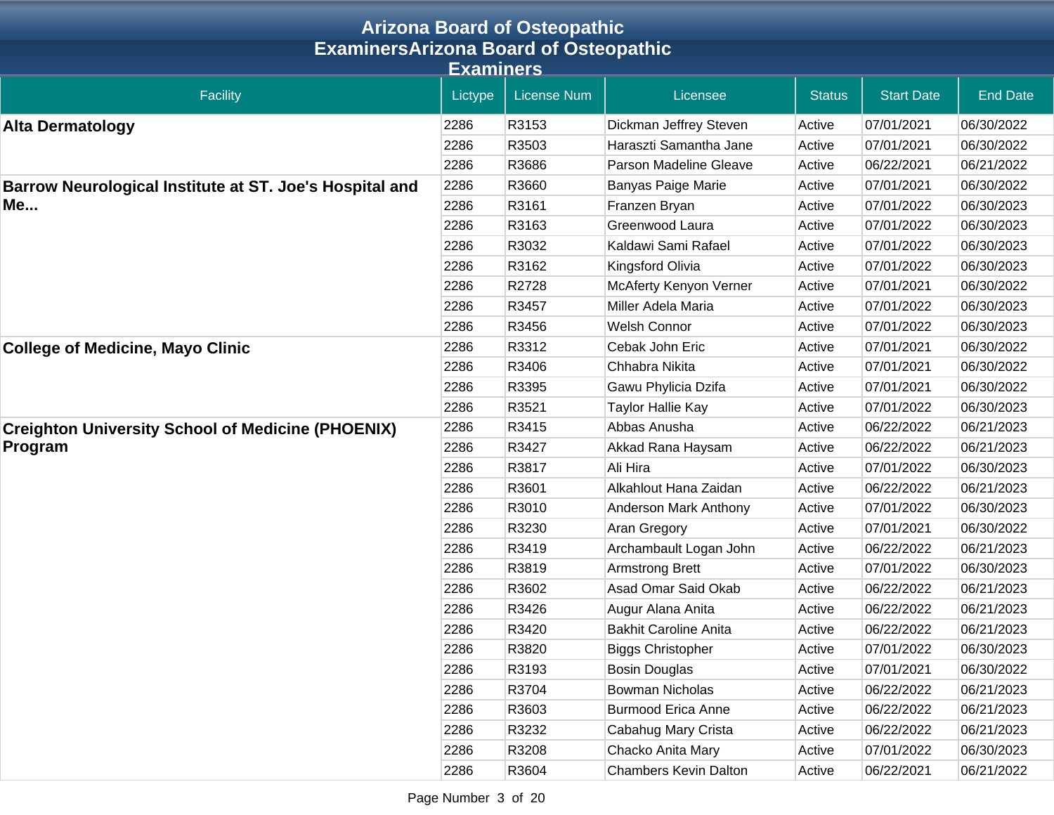# Arizona Board of Osteopathic ExaminersArizona Board of Osteopathic Examiners

| Facility | Lictype | License Num | Licensee | Status | Start Date | End Date |
|---|---|---|---|---|---|---|
| **Alta Dermatology** | 2286 | R3153 | Dickman Jeffrey Steven | Active | 07/01/2021 | 06/30/2022 |
| | 2286 | R3503 | Haraszti Samantha Jane | Active | 07/01/2021 | 06/30/2022 |
| | 2286 | R3686 | Parson Madeline Gleave | Active | 06/22/2021 | 06/21/2022 |
| **Barrow Neurological Institute at ST. Joe's Hospital and Me...** | 2286 | R3660 | Banyas Paige Marie | Active | 07/01/2021 | 06/30/2022 |
| | 2286 | R3161 | Franzen Bryan | Active | 07/01/2022 | 06/30/2023 |
| | 2286 | R3163 | Greenwood Laura | Active | 07/01/2022 | 06/30/2023 |
| | 2286 | R3032 | Kaldawi Sami Rafael | Active | 07/01/2022 | 06/30/2023 |
| | 2286 | R3162 | Kingsford Olivia | Active | 07/01/2022 | 06/30/2023 |
| | 2286 | R2728 | McAferty Kenyon Verner | Active | 07/01/2021 | 06/30/2022 |
| | 2286 | R3457 | Miller Adela Maria | Active | 07/01/2022 | 06/30/2023 |
| | 2286 | R3456 | Welsh Connor | Active | 07/01/2022 | 06/30/2023 |
| **College of Medicine, Mayo Clinic** | 2286 | R3312 | Cebak John Eric | Active | 07/01/2021 | 06/30/2022 |
| | 2286 | R3406 | Chhabra Nikita | Active | 07/01/2021 | 06/30/2022 |
| | 2286 | R3395 | Gawu Phylicia Dzifa | Active | 07/01/2021 | 06/30/2022 |
| | 2286 | R3521 | Taylor Hallie Kay | Active | 07/01/2022 | 06/30/2023 |
| **Creighton University School of Medicine (PHOENIX) Program** | 2286 | R3415 | Abbas Anusha | Active | 06/22/2022 | 06/21/2023 |
| | 2286 | R3427 | Akkad Rana Haysam | Active | 06/22/2022 | 06/21/2023 |
| | 2286 | R3817 | Ali Hira | Active | 07/01/2022 | 06/30/2023 |
| | 2286 | R3601 | Alkahlout Hana Zaidan | Active | 06/22/2022 | 06/21/2023 |
| | 2286 | R3010 | Anderson Mark Anthony | Active | 07/01/2022 | 06/30/2023 |
| | 2286 | R3230 | Aran Gregory | Active | 07/01/2021 | 06/30/2022 |
| | 2286 | R3419 | Archambault Logan John | Active | 06/22/2022 | 06/21/2023 |
| | 2286 | R3819 | Armstrong Brett | Active | 07/01/2022 | 06/30/2023 |
| | 2286 | R3602 | Asad Omar Said Okab | Active | 06/22/2022 | 06/21/2023 |
| | 2286 | R3426 | Augur Alana Anita | Active | 06/22/2022 | 06/21/2023 |
| | 2286 | R3420 | Bakhit Caroline Anita | Active | 06/22/2022 | 06/21/2023 |
| | 2286 | R3820 | Biggs Christopher | Active | 07/01/2022 | 06/30/2023 |
| | 2286 | R3193 | Bosin Douglas | Active | 07/01/2021 | 06/30/2022 |
| | 2286 | R3704 | Bowman Nicholas | Active | 06/22/2022 | 06/21/2023 |
| | 2286 | R3603 | Burmood Erica Anne | Active | 06/22/2022 | 06/21/2023 |
| | 2286 | R3232 | Cabahug Mary Crista | Active | 06/22/2022 | 06/21/2023 |
| | 2286 | R3208 | Chacko Anita Mary | Active | 07/01/2022 | 06/30/2023 |
| | 2286 | R3604 | Chambers Kevin Dalton | Active | 06/22/2021 | 06/21/2022 |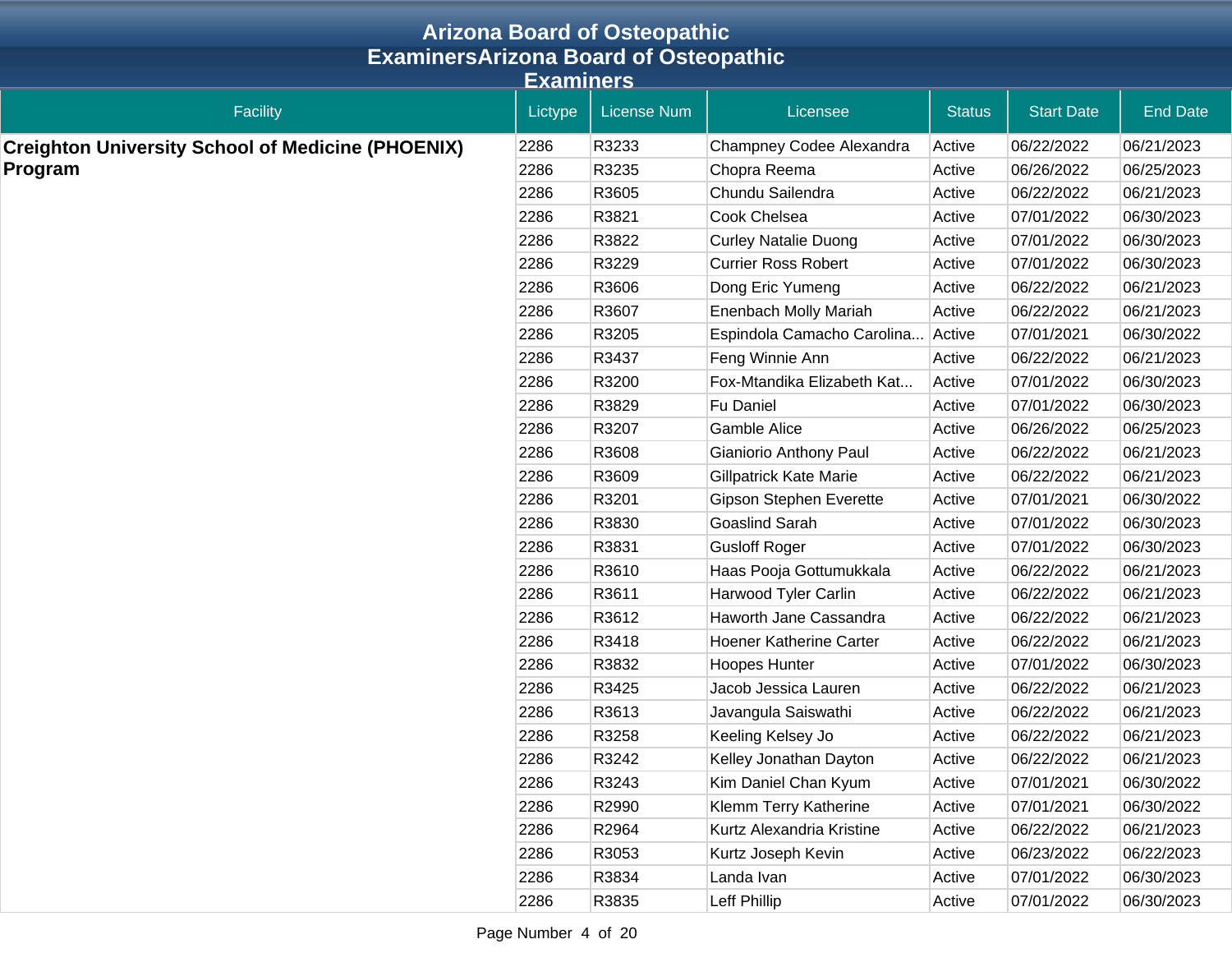# Arizona Board of Osteopathic ExaminersArizona Board of Osteopathic Examiners

| Facility | Lictype | License Num | Licensee | Status | Start Date | End Date |
|---|---|---|---|---|---|---|
| **Creighton University School of Medicine (PHOENIX) Program** | 2286 | R3233 | Champney Codee Alexandra | Active | 06/22/2022 | 06/21/2023 |
| | 2286 | R3235 | Chopra Reema | Active | 06/26/2022 | 06/25/2023 |
| | 2286 | R3605 | Chundu Sailendra | Active | 06/22/2022 | 06/21/2023 |
| | 2286 | R3821 | Cook Chelsea | Active | 07/01/2022 | 06/30/2023 |
| | 2286 | R3822 | Curley Natalie Duong | Active | 07/01/2022 | 06/30/2023 |
| | 2286 | R3229 | Currier Ross Robert | Active | 07/01/2022 | 06/30/2023 |
| | 2286 | R3606 | Dong Eric Yumeng | Active | 06/22/2022 | 06/21/2023 |
| | 2286 | R3607 | Enenbach Molly Mariah | Active | 06/22/2022 | 06/21/2023 |
| | 2286 | R3205 | Espindola Camacho Carolina... | Active | 07/01/2021 | 06/30/2022 |
| | 2286 | R3437 | Feng Winnie Ann | Active | 06/22/2022 | 06/21/2023 |
| | 2286 | R3200 | Fox-Mtandika Elizabeth Kat... | Active | 07/01/2022 | 06/30/2023 |
| | 2286 | R3829 | Fu Daniel | Active | 07/01/2022 | 06/30/2023 |
| | 2286 | R3207 | Gamble Alice | Active | 06/26/2022 | 06/25/2023 |
| | 2286 | R3608 | Gianiorio Anthony Paul | Active | 06/22/2022 | 06/21/2023 |
| | 2286 | R3609 | Gillpatrick Kate Marie | Active | 06/22/2022 | 06/21/2023 |
| | 2286 | R3201 | Gipson Stephen Everette | Active | 07/01/2021 | 06/30/2022 |
| | 2286 | R3830 | Goaslind Sarah | Active | 07/01/2022 | 06/30/2023 |
| | 2286 | R3831 | Gusloff Roger | Active | 07/01/2022 | 06/30/2023 |
| | 2286 | R3610 | Haas Pooja Gottumukkala | Active | 06/22/2022 | 06/21/2023 |
| | 2286 | R3611 | Harwood Tyler Carlin | Active | 06/22/2022 | 06/21/2023 |
| | 2286 | R3612 | Haworth Jane Cassandra | Active | 06/22/2022 | 06/21/2023 |
| | 2286 | R3418 | Hoener Katherine Carter | Active | 06/22/2022 | 06/21/2023 |
| | 2286 | R3832 | Hoopes Hunter | Active | 07/01/2022 | 06/30/2023 |
| | 2286 | R3425 | Jacob Jessica Lauren | Active | 06/22/2022 | 06/21/2023 |
| | 2286 | R3613 | Javangula Saiswathi | Active | 06/22/2022 | 06/21/2023 |
| | 2286 | R3258 | Keeling Kelsey Jo | Active | 06/22/2022 | 06/21/2023 |
| | 2286 | R3242 | Kelley Jonathan Dayton | Active | 06/22/2022 | 06/21/2023 |
| | 2286 | R3243 | Kim Daniel Chan Kyum | Active | 07/01/2021 | 06/30/2022 |
| | 2286 | R2990 | Klemm Terry Katherine | Active | 07/01/2021 | 06/30/2022 |
| | 2286 | R2964 | Kurtz Alexandria Kristine | Active | 06/22/2022 | 06/21/2023 |
| | 2286 | R3053 | Kurtz Joseph Kevin | Active | 06/23/2022 | 06/22/2023 |
| | 2286 | R3834 | Landa Ivan | Active | 07/01/2022 | 06/30/2023 |
| | 2286 | R3835 | Leff Phillip | Active | 07/01/2022 | 06/30/2023 |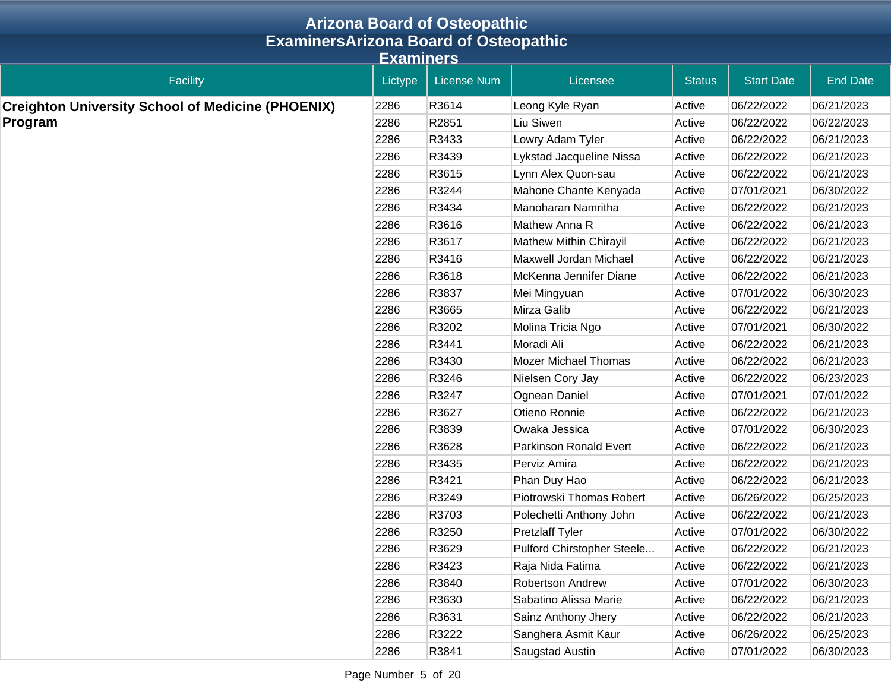# Arizona Board of Osteopathic ExaminersArizona Board of Osteopathic Examiners

| Facility | Lictype | License Num | Licensee | Status | Start Date | End Date |
|---|---|---|---|---|---|---|
| **Creighton University School of Medicine (PHOENIX) Program** | 2286 | R3614 | Leong Kyle Ryan | Active | 06/22/2022 | 06/21/2023 |
| | 2286 | R2851 | Liu Siwen | Active | 06/22/2022 | 06/22/2023 |
| | 2286 | R3433 | Lowry Adam Tyler | Active | 06/22/2022 | 06/21/2023 |
| | 2286 | R3439 | Lykstad Jacqueline Nissa | Active | 06/22/2022 | 06/21/2023 |
| | 2286 | R3615 | Lynn Alex Quon-sau | Active | 06/22/2022 | 06/21/2023 |
| | 2286 | R3244 | Mahone Chante Kenyada | Active | 07/01/2021 | 06/30/2022 |
| | 2286 | R3434 | Manoharan Namritha | Active | 06/22/2022 | 06/21/2023 |
| | 2286 | R3616 | Mathew Anna R | Active | 06/22/2022 | 06/21/2023 |
| | 2286 | R3617 | Mathew Mithin Chirayil | Active | 06/22/2022 | 06/21/2023 |
| | 2286 | R3416 | Maxwell Jordan Michael | Active | 06/22/2022 | 06/21/2023 |
| | 2286 | R3618 | McKenna Jennifer Diane | Active | 06/22/2022 | 06/21/2023 |
| | 2286 | R3837 | Mei Mingyuan | Active | 07/01/2022 | 06/30/2023 |
| | 2286 | R3665 | Mirza Galib | Active | 06/22/2022 | 06/21/2023 |
| | 2286 | R3202 | Molina Tricia Ngo | Active | 07/01/2021 | 06/30/2022 |
| | 2286 | R3441 | Moradi Ali | Active | 06/22/2022 | 06/21/2023 |
| | 2286 | R3430 | Mozer Michael Thomas | Active | 06/22/2022 | 06/21/2023 |
| | 2286 | R3246 | Nielsen Cory Jay | Active | 06/22/2022 | 06/23/2023 |
| | 2286 | R3247 | Ognean Daniel | Active | 07/01/2021 | 07/01/2022 |
| | 2286 | R3627 | Otieno Ronnie | Active | 06/22/2022 | 06/21/2023 |
| | 2286 | R3839 | Owaka Jessica | Active | 07/01/2022 | 06/30/2023 |
| | 2286 | R3628 | Parkinson Ronald Evert | Active | 06/22/2022 | 06/21/2023 |
| | 2286 | R3435 | Perviz Amira | Active | 06/22/2022 | 06/21/2023 |
| | 2286 | R3421 | Phan Duy Hao | Active | 06/22/2022 | 06/21/2023 |
| | 2286 | R3249 | Piotrowski Thomas Robert | Active | 06/26/2022 | 06/25/2023 |
| | 2286 | R3703 | Polechetti Anthony John | Active | 06/22/2022 | 06/21/2023 |
| | 2286 | R3250 | Pretzlaff Tyler | Active | 07/01/2022 | 06/30/2022 |
| | 2286 | R3629 | Pulford Chirstopher Steele... | Active | 06/22/2022 | 06/21/2023 |
| | 2286 | R3423 | Raja Nida Fatima | Active | 06/22/2022 | 06/21/2023 |
| | 2286 | R3840 | Robertson Andrew | Active | 07/01/2022 | 06/30/2023 |
| | 2286 | R3630 | Sabatino Alissa Marie | Active | 06/22/2022 | 06/21/2023 |
| | 2286 | R3631 | Sainz Anthony Jhery | Active | 06/22/2022 | 06/21/2023 |
| | 2286 | R3222 | Sanghera Asmit Kaur | Active | 06/26/2022 | 06/25/2023 |
| | 2286 | R3841 | Saugstad Austin | Active | 07/01/2022 | 06/30/2023 |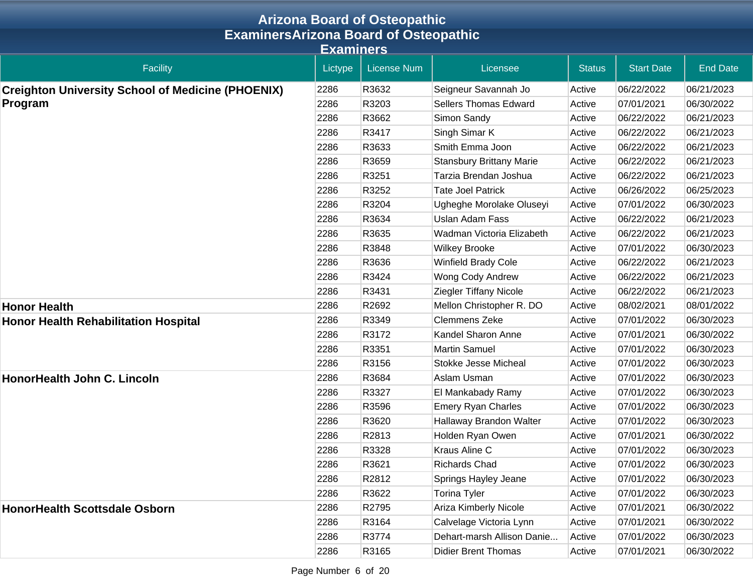# Arizona Board of Osteopathic ExaminersArizona Board of Osteopathic Examiners

| Facility | Lictype | License Num | Licensee | Status | Start Date | End Date |
|---|---|---|---|---|---|---|
| **Creighton University School of Medicine (PHOENIX) Program** | 2286 | R3632 | Seigneur Savannah Jo | Active | 06/22/2022 | 06/21/2023 |
| | 2286 | R3203 | Sellers Thomas Edward | Active | 07/01/2021 | 06/30/2022 |
| | 2286 | R3662 | Simon Sandy | Active | 06/22/2022 | 06/21/2023 |
| | 2286 | R3417 | Singh Simar K | Active | 06/22/2022 | 06/21/2023 |
| | 2286 | R3633 | Smith Emma Joon | Active | 06/22/2022 | 06/21/2023 |
| | 2286 | R3659 | Stansbury Brittany Marie | Active | 06/22/2022 | 06/21/2023 |
| | 2286 | R3251 | Tarzia Brendan Joshua | Active | 06/22/2022 | 06/21/2023 |
| | 2286 | R3252 | Tate Joel Patrick | Active | 06/26/2022 | 06/25/2023 |
| | 2286 | R3204 | Ugheghe Morolake Oluseyi | Active | 07/01/2022 | 06/30/2023 |
| | 2286 | R3634 | Uslan Adam Fass | Active | 06/22/2022 | 06/21/2023 |
| | 2286 | R3635 | Wadman Victoria Elizabeth | Active | 06/22/2022 | 06/21/2023 |
| | 2286 | R3848 | Wilkey Brooke | Active | 07/01/2022 | 06/30/2023 |
| | 2286 | R3636 | Winfield Brady Cole | Active | 06/22/2022 | 06/21/2023 |
| | 2286 | R3424 | Wong Cody Andrew | Active | 06/22/2022 | 06/21/2023 |
| | 2286 | R3431 | Ziegler Tiffany Nicole | Active | 06/22/2022 | 06/21/2023 |
| **Honor Health** | 2286 | R2692 | Mellon Christopher R. DO | Active | 08/02/2021 | 08/01/2022 |
| **Honor Health Rehabilitation Hospital** | 2286 | R3349 | Clemmens Zeke | Active | 07/01/2022 | 06/30/2023 |
| | 2286 | R3172 | Kandel Sharon Anne | Active | 07/01/2021 | 06/30/2022 |
| | 2286 | R3351 | Martin Samuel | Active | 07/01/2022 | 06/30/2023 |
| | 2286 | R3156 | Stokke Jesse Micheal | Active | 07/01/2022 | 06/30/2023 |
| **HonorHealth John C. Lincoln** | 2286 | R3684 | Aslam Usman | Active | 07/01/2022 | 06/30/2023 |
| | 2286 | R3327 | El Mankabady Ramy | Active | 07/01/2022 | 06/30/2023 |
| | 2286 | R3596 | Emery Ryan Charles | Active | 07/01/2022 | 06/30/2023 |
| | 2286 | R3620 | Hallaway Brandon Walter | Active | 07/01/2022 | 06/30/2023 |
| | 2286 | R2813 | Holden Ryan Owen | Active | 07/01/2021 | 06/30/2022 |
| | 2286 | R3328 | Kraus Aline C | Active | 07/01/2022 | 06/30/2023 |
| | 2286 | R3621 | Richards Chad | Active | 07/01/2022 | 06/30/2023 |
| | 2286 | R2812 | Springs Hayley Jeane | Active | 07/01/2022 | 06/30/2023 |
| | 2286 | R3622 | Torina Tyler | Active | 07/01/2022 | 06/30/2023 |
| **HonorHealth Scottsdale Osborn** | 2286 | R2795 | Ariza Kimberly Nicole | Active | 07/01/2021 | 06/30/2022 |
| | 2286 | R3164 | Calvelage Victoria Lynn | Active | 07/01/2021 | 06/30/2022 |
| | 2286 | R3774 | Dehart-marsh Allison Danie... | Active | 07/01/2022 | 06/30/2023 |
| | 2286 | R3165 | Didier Brent Thomas | Active | 07/01/2021 | 06/30/2022 |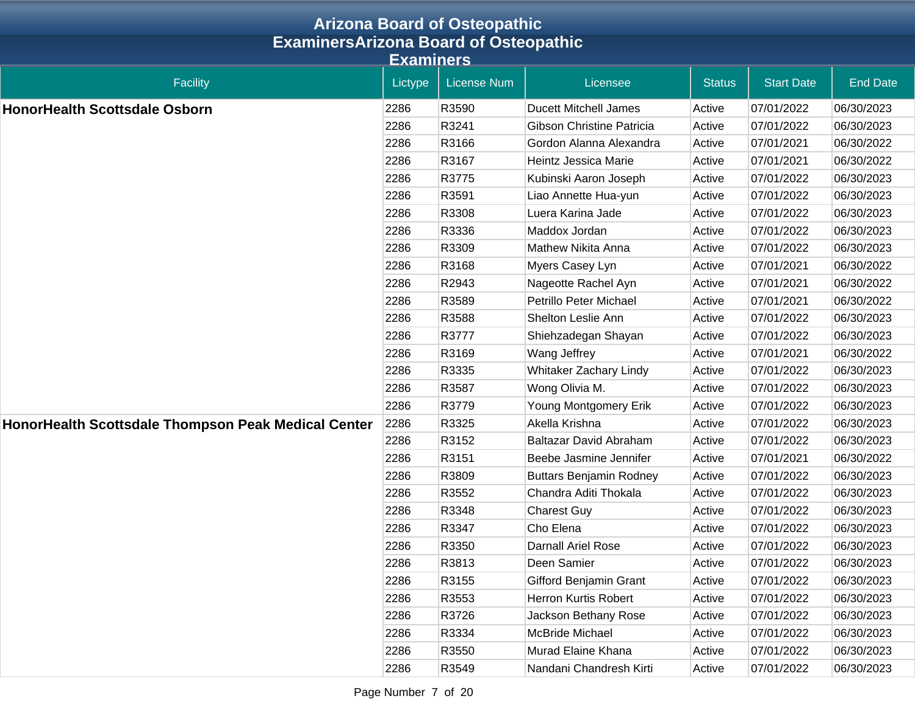# Arizona Board of Osteopathic ExaminersArizona Board of Osteopathic Examiners

| Facility | Lictype | License Num | Licensee | Status | Start Date | End Date |
|---|---|---|---|---|---|---|
| **HonorHealth Scottsdale Osborn** | 2286 | R3590 | Ducett Mitchell James | Active | 07/01/2022 | 06/30/2023 |
| | 2286 | R3241 | Gibson Christine Patricia | Active | 07/01/2022 | 06/30/2023 |
| | 2286 | R3166 | Gordon Alanna Alexandra | Active | 07/01/2021 | 06/30/2022 |
| | 2286 | R3167 | Heintz Jessica Marie | Active | 07/01/2021 | 06/30/2022 |
| | 2286 | R3775 | Kubinski Aaron Joseph | Active | 07/01/2022 | 06/30/2023 |
| | 2286 | R3591 | Liao Annette Hua-yun | Active | 07/01/2022 | 06/30/2023 |
| | 2286 | R3308 | Luera Karina Jade | Active | 07/01/2022 | 06/30/2023 |
| | 2286 | R3336 | Maddox Jordan | Active | 07/01/2022 | 06/30/2023 |
| | 2286 | R3309 | Mathew Nikita Anna | Active | 07/01/2022 | 06/30/2023 |
| | 2286 | R3168 | Myers Casey Lyn | Active | 07/01/2021 | 06/30/2022 |
| | 2286 | R2943 | Nageotte Rachel Ayn | Active | 07/01/2021 | 06/30/2022 |
| | 2286 | R3589 | Petrillo Peter Michael | Active | 07/01/2021 | 06/30/2022 |
| | 2286 | R3588 | Shelton Leslie Ann | Active | 07/01/2022 | 06/30/2023 |
| | 2286 | R3777 | Shiehzadegan Shayan | Active | 07/01/2022 | 06/30/2023 |
| | 2286 | R3169 | Wang Jeffrey | Active | 07/01/2021 | 06/30/2022 |
| | 2286 | R3335 | Whitaker Zachary Lindy | Active | 07/01/2022 | 06/30/2023 |
| | 2286 | R3587 | Wong Olivia M. | Active | 07/01/2022 | 06/30/2023 |
| | 2286 | R3779 | Young Montgomery Erik | Active | 07/01/2022 | 06/30/2023 |
| **HonorHealth Scottsdale Thompson Peak Medical Center** | 2286 | R3325 | Akella Krishna | Active | 07/01/2022 | 06/30/2023 |
| | 2286 | R3152 | Baltazar David Abraham | Active | 07/01/2022 | 06/30/2023 |
| | 2286 | R3151 | Beebe Jasmine Jennifer | Active | 07/01/2021 | 06/30/2022 |
| | 2286 | R3809 | Buttars Benjamin Rodney | Active | 07/01/2022 | 06/30/2023 |
| | 2286 | R3552 | Chandra Aditi Thokala | Active | 07/01/2022 | 06/30/2023 |
| | 2286 | R3348 | Charest Guy | Active | 07/01/2022 | 06/30/2023 |
| | 2286 | R3347 | Cho Elena | Active | 07/01/2022 | 06/30/2023 |
| | 2286 | R3350 | Darnall Ariel Rose | Active | 07/01/2022 | 06/30/2023 |
| | 2286 | R3813 | Deen Samier | Active | 07/01/2022 | 06/30/2023 |
| | 2286 | R3155 | Gifford Benjamin Grant | Active | 07/01/2022 | 06/30/2023 |
| | 2286 | R3553 | Herron Kurtis Robert | Active | 07/01/2022 | 06/30/2023 |
| | 2286 | R3726 | Jackson Bethany Rose | Active | 07/01/2022 | 06/30/2023 |
| | 2286 | R3334 | McBride Michael | Active | 07/01/2022 | 06/30/2023 |
| | 2286 | R3550 | Murad Elaine Khana | Active | 07/01/2022 | 06/30/2023 |
| | 2286 | R3549 | Nandani Chandresh Kirti | Active | 07/01/2022 | 06/30/2023 |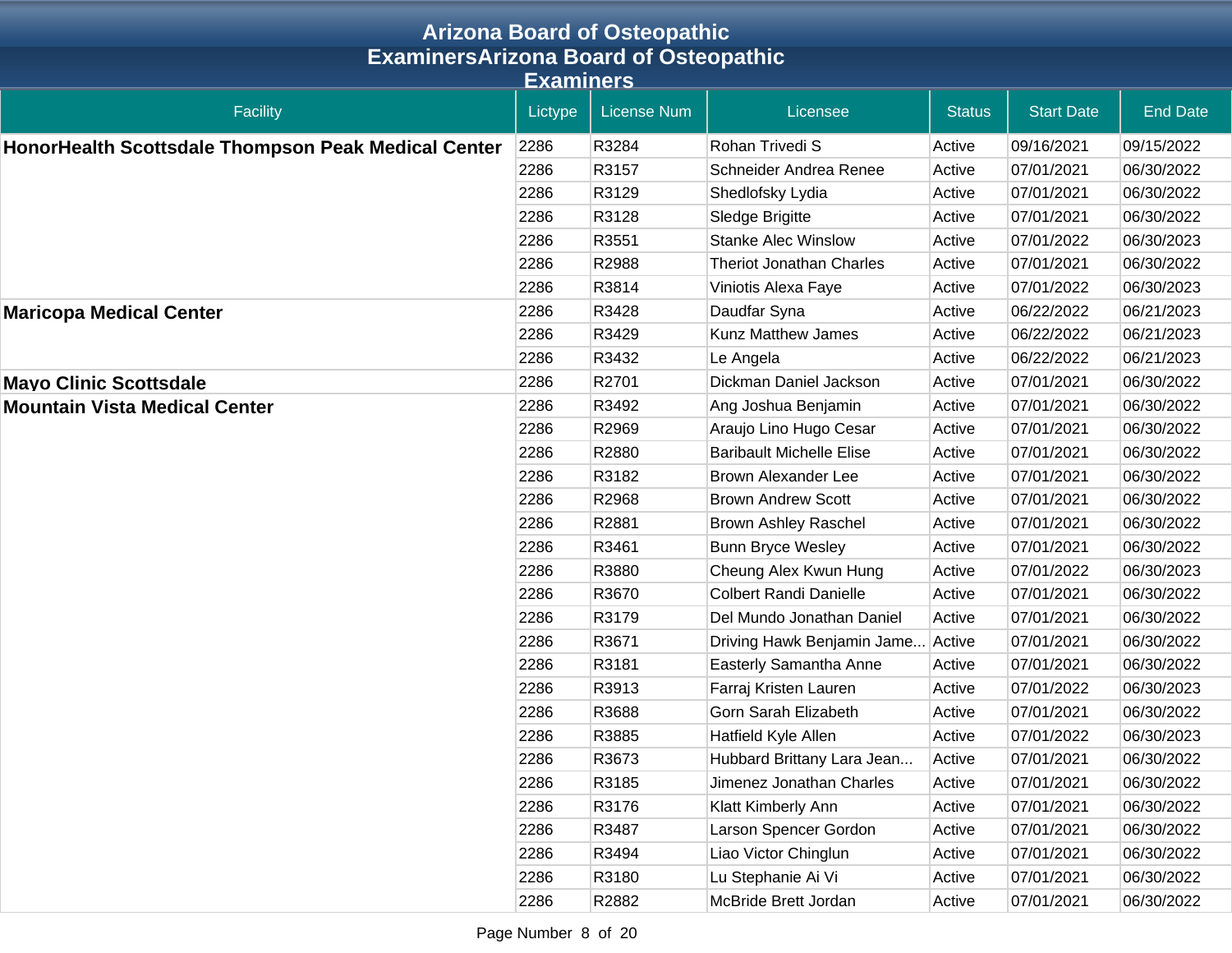# Arizona Board of Osteopathic ExaminersArizona Board of Osteopathic Examiners

| Facility | Lictype | License Num | Licensee | Status | Start Date | End Date |
|---|---|---|---|---|---|---|
| **HonorHealth Scottsdale Thompson Peak Medical Center** | 2286 | R3284 | Rohan Trivedi S | Active | 09/16/2021 | 09/15/2022 |
| | 2286 | R3157 | Schneider Andrea Renee | Active | 07/01/2021 | 06/30/2022 |
| | 2286 | R3129 | Shedlofsky Lydia | Active | 07/01/2021 | 06/30/2022 |
| | 2286 | R3128 | Sledge Brigitte | Active | 07/01/2021 | 06/30/2022 |
| | 2286 | R3551 | Stanke Alec Winslow | Active | 07/01/2022 | 06/30/2023 |
| | 2286 | R2988 | Theriot Jonathan Charles | Active | 07/01/2021 | 06/30/2022 |
| | 2286 | R3814 | Viniotis Alexa Faye | Active | 07/01/2022 | 06/30/2023 |
| **Maricopa Medical Center** | 2286 | R3428 | Daudfar Syna | Active | 06/22/2022 | 06/21/2023 |
| | 2286 | R3429 | Kunz Matthew James | Active | 06/22/2022 | 06/21/2023 |
| | 2286 | R3432 | Le Angela | Active | 06/22/2022 | 06/21/2023 |
| **Mayo Clinic Scottsdale** | 2286 | R2701 | Dickman Daniel Jackson | Active | 07/01/2021 | 06/30/2022 |
| **Mountain Vista Medical Center** | 2286 | R3492 | Ang Joshua Benjamin | Active | 07/01/2021 | 06/30/2022 |
| | 2286 | R2969 | Araujo Lino Hugo Cesar | Active | 07/01/2021 | 06/30/2022 |
| | 2286 | R2880 | Baribault Michelle Elise | Active | 07/01/2021 | 06/30/2022 |
| | 2286 | R3182 | Brown Alexander Lee | Active | 07/01/2021 | 06/30/2022 |
| | 2286 | R2968 | Brown Andrew Scott | Active | 07/01/2021 | 06/30/2022 |
| | 2286 | R2881 | Brown Ashley Raschel | Active | 07/01/2021 | 06/30/2022 |
| | 2286 | R3461 | Bunn Bryce Wesley | Active | 07/01/2021 | 06/30/2022 |
| | 2286 | R3880 | Cheung Alex Kwun Hung | Active | 07/01/2022 | 06/30/2023 |
| | 2286 | R3670 | Colbert Randi Danielle | Active | 07/01/2021 | 06/30/2022 |
| | 2286 | R3179 | Del Mundo Jonathan Daniel | Active | 07/01/2021 | 06/30/2022 |
| | 2286 | R3671 | Driving Hawk Benjamin Jame... | Active | 07/01/2021 | 06/30/2022 |
| | 2286 | R3181 | Easterly Samantha Anne | Active | 07/01/2021 | 06/30/2022 |
| | 2286 | R3913 | Farraj Kristen Lauren | Active | 07/01/2022 | 06/30/2023 |
| | 2286 | R3688 | Gorn Sarah Elizabeth | Active | 07/01/2021 | 06/30/2022 |
| | 2286 | R3885 | Hatfield Kyle Allen | Active | 07/01/2022 | 06/30/2023 |
| | 2286 | R3673 | Hubbard Brittany Lara Jean... | Active | 07/01/2021 | 06/30/2022 |
| | 2286 | R3185 | Jimenez Jonathan Charles | Active | 07/01/2021 | 06/30/2022 |
| | 2286 | R3176 | Klatt Kimberly Ann | Active | 07/01/2021 | 06/30/2022 |
| | 2286 | R3487 | Larson Spencer Gordon | Active | 07/01/2021 | 06/30/2022 |
| | 2286 | R3494 | Liao Victor Chinglun | Active | 07/01/2021 | 06/30/2022 |
| | 2286 | R3180 | Lu Stephanie Ai Vi | Active | 07/01/2021 | 06/30/2022 |
| | 2286 | R2882 | McBride Brett Jordan | Active | 07/01/2021 | 06/30/2022 |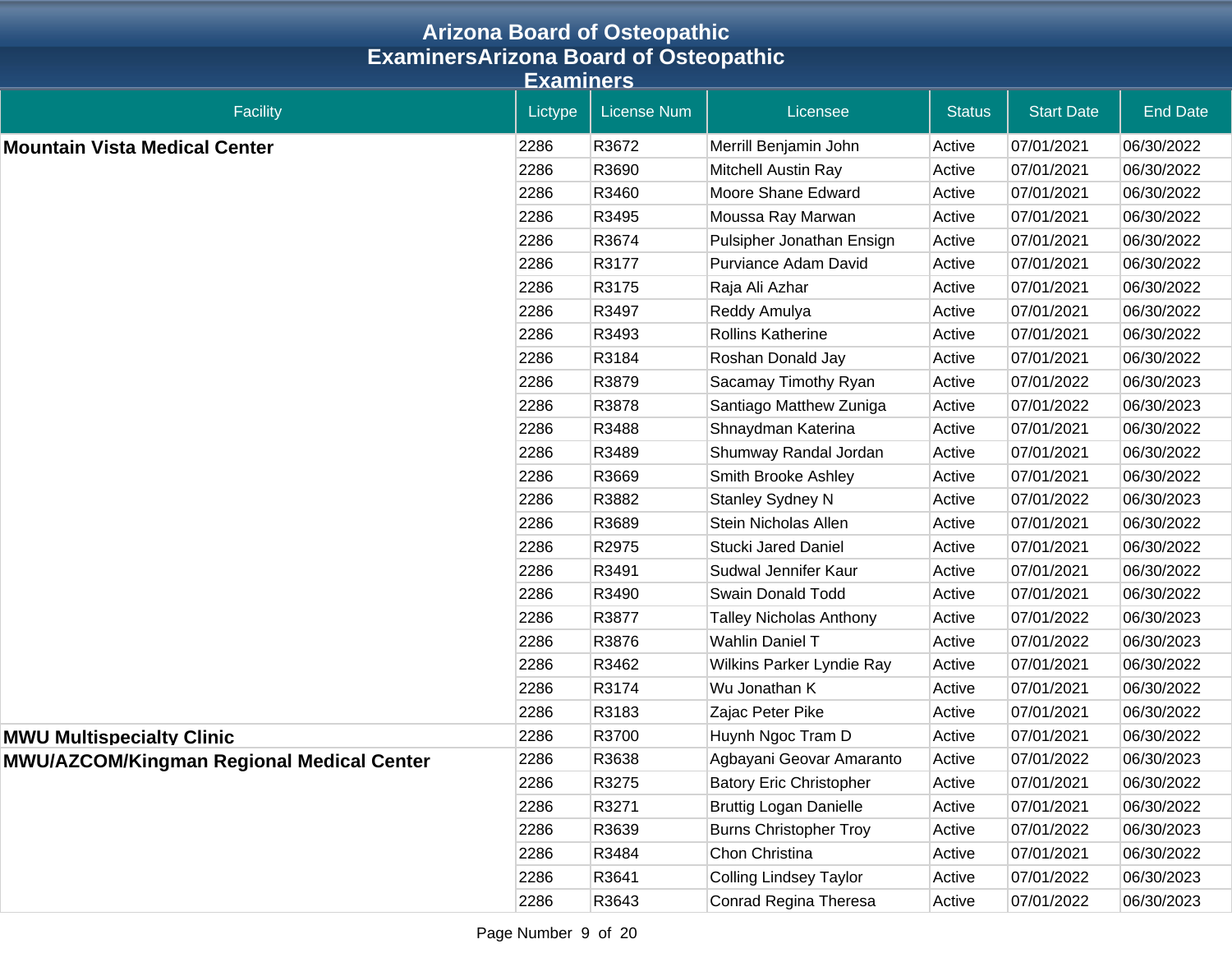# Arizona Board of Osteopathic ExaminersArizona Board of Osteopathic Examiners

| Facility | Lictype | License Num | Licensee | Status | Start Date | End Date |
|---|---|---|---|---|---|---|
| **Mountain Vista Medical Center** | 2286 | R3672 | Merrill Benjamin John | Active | 07/01/2021 | 06/30/2022 |
| | 2286 | R3690 | Mitchell Austin Ray | Active | 07/01/2021 | 06/30/2022 |
| | 2286 | R3460 | Moore Shane Edward | Active | 07/01/2021 | 06/30/2022 |
| | 2286 | R3495 | Moussa Ray Marwan | Active | 07/01/2021 | 06/30/2022 |
| | 2286 | R3674 | Pulsipher Jonathan Ensign | Active | 07/01/2021 | 06/30/2022 |
| | 2286 | R3177 | Purviance Adam David | Active | 07/01/2021 | 06/30/2022 |
| | 2286 | R3175 | Raja Ali Azhar | Active | 07/01/2021 | 06/30/2022 |
| | 2286 | R3497 | Reddy Amulya | Active | 07/01/2021 | 06/30/2022 |
| | 2286 | R3493 | Rollins Katherine | Active | 07/01/2021 | 06/30/2022 |
| | 2286 | R3184 | Roshan Donald Jay | Active | 07/01/2021 | 06/30/2022 |
| | 2286 | R3879 | Sacamay Timothy Ryan | Active | 07/01/2022 | 06/30/2023 |
| | 2286 | R3878 | Santiago Matthew Zuniga | Active | 07/01/2022 | 06/30/2023 |
| | 2286 | R3488 | Shnaydman Katerina | Active | 07/01/2021 | 06/30/2022 |
| | 2286 | R3489 | Shumway Randal Jordan | Active | 07/01/2021 | 06/30/2022 |
| | 2286 | R3669 | Smith Brooke Ashley | Active | 07/01/2021 | 06/30/2022 |
| | 2286 | R3882 | Stanley Sydney N | Active | 07/01/2022 | 06/30/2023 |
| | 2286 | R3689 | Stein Nicholas Allen | Active | 07/01/2021 | 06/30/2022 |
| | 2286 | R2975 | Stucki Jared Daniel | Active | 07/01/2021 | 06/30/2022 |
| | 2286 | R3491 | Sudwal Jennifer Kaur | Active | 07/01/2021 | 06/30/2022 |
| | 2286 | R3490 | Swain Donald Todd | Active | 07/01/2021 | 06/30/2022 |
| | 2286 | R3877 | Talley Nicholas Anthony | Active | 07/01/2022 | 06/30/2023 |
| | 2286 | R3876 | Wahlin Daniel T | Active | 07/01/2022 | 06/30/2023 |
| | 2286 | R3462 | Wilkins Parker Lyndie Ray | Active | 07/01/2021 | 06/30/2022 |
| | 2286 | R3174 | Wu Jonathan K | Active | 07/01/2021 | 06/30/2022 |
| | 2286 | R3183 | Zajac Peter Pike | Active | 07/01/2021 | 06/30/2022 |
| **MWU Multispecialty Clinic** | 2286 | R3700 | Huynh Ngoc Tram D | Active | 07/01/2021 | 06/30/2022 |
| **MWU/AZCOM/Kingman Regional Medical Center** | 2286 | R3638 | Agbayani Geovar Amaranto | Active | 07/01/2022 | 06/30/2023 |
| | 2286 | R3275 | Batory Eric Christopher | Active | 07/01/2021 | 06/30/2022 |
| | 2286 | R3271 | Bruttig Logan Danielle | Active | 07/01/2021 | 06/30/2022 |
| | 2286 | R3639 | Burns Christopher Troy | Active | 07/01/2022 | 06/30/2023 |
| | 2286 | R3484 | Chon Christina | Active | 07/01/2021 | 06/30/2022 |
| | 2286 | R3641 | Colling Lindsey Taylor | Active | 07/01/2022 | 06/30/2023 |
| | 2286 | R3643 | Conrad Regina Theresa | Active | 07/01/2022 | 06/30/2023 |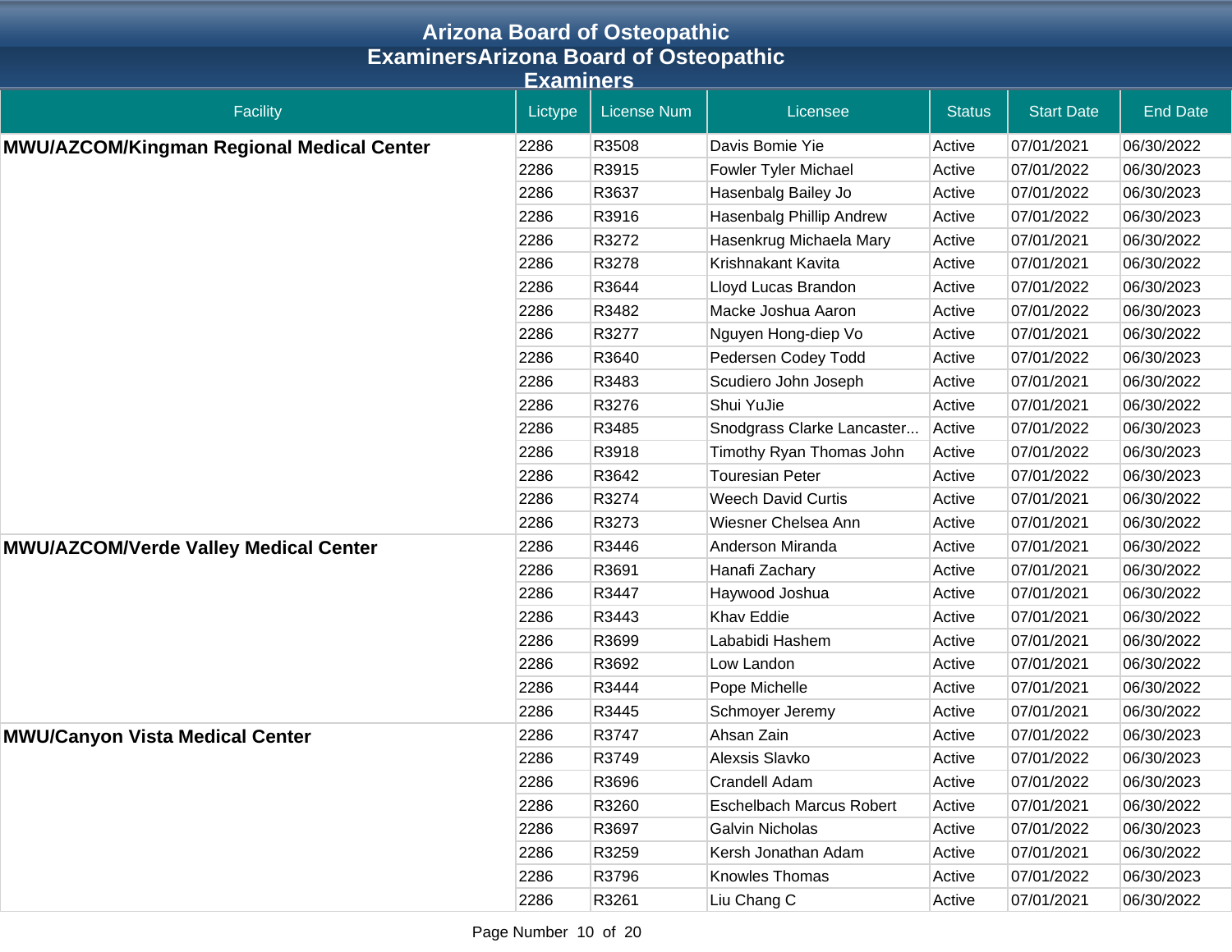# Arizona Board of Osteopathic ExaminersArizona Board of Osteopathic Examiners

| Facility | Lictype | License Num | Licensee | Status | Start Date | End Date |
|---|---|---|---|---|---|---|
| **MWU/AZCOM/Kingman Regional Medical Center** | 2286 | R3508 | Davis Bomie Yie | Active | 07/01/2021 | 06/30/2022 |
| | 2286 | R3915 | Fowler Tyler Michael | Active | 07/01/2022 | 06/30/2023 |
| | 2286 | R3637 | Hasenbalg Bailey Jo | Active | 07/01/2022 | 06/30/2023 |
| | 2286 | R3916 | Hasenbalg Phillip Andrew | Active | 07/01/2022 | 06/30/2023 |
| | 2286 | R3272 | Hasenkrug Michaela Mary | Active | 07/01/2021 | 06/30/2022 |
| | 2286 | R3278 | Krishnakant Kavita | Active | 07/01/2021 | 06/30/2022 |
| | 2286 | R3644 | Lloyd Lucas Brandon | Active | 07/01/2022 | 06/30/2023 |
| | 2286 | R3482 | Macke Joshua Aaron | Active | 07/01/2022 | 06/30/2023 |
| | 2286 | R3277 | Nguyen Hong-diep Vo | Active | 07/01/2021 | 06/30/2022 |
| | 2286 | R3640 | Pedersen Codey Todd | Active | 07/01/2022 | 06/30/2023 |
| | 2286 | R3483 | Scudiero John Joseph | Active | 07/01/2021 | 06/30/2022 |
| | 2286 | R3276 | Shui YuJie | Active | 07/01/2021 | 06/30/2022 |
| | 2286 | R3485 | Snodgrass Clarke Lancaster... | Active | 07/01/2022 | 06/30/2023 |
| | 2286 | R3918 | Timothy Ryan Thomas John | Active | 07/01/2022 | 06/30/2023 |
| | 2286 | R3642 | Touresian Peter | Active | 07/01/2022 | 06/30/2023 |
| | 2286 | R3274 | Weech David Curtis | Active | 07/01/2021 | 06/30/2022 |
| | 2286 | R3273 | Wiesner Chelsea Ann | Active | 07/01/2021 | 06/30/2022 |
| **MWU/AZCOM/Verde Valley Medical Center** | 2286 | R3446 | Anderson Miranda | Active | 07/01/2021 | 06/30/2022 |
| | 2286 | R3691 | Hanafi Zachary | Active | 07/01/2021 | 06/30/2022 |
| | 2286 | R3447 | Haywood Joshua | Active | 07/01/2021 | 06/30/2022 |
| | 2286 | R3443 | Khav Eddie | Active | 07/01/2021 | 06/30/2022 |
| | 2286 | R3699 | Lababidi Hashem | Active | 07/01/2021 | 06/30/2022 |
| | 2286 | R3692 | Low Landon | Active | 07/01/2021 | 06/30/2022 |
| | 2286 | R3444 | Pope Michelle | Active | 07/01/2021 | 06/30/2022 |
| | 2286 | R3445 | Schmoyer Jeremy | Active | 07/01/2021 | 06/30/2022 |
| **MWU/Canyon Vista Medical Center** | 2286 | R3747 | Ahsan Zain | Active | 07/01/2022 | 06/30/2023 |
| | 2286 | R3749 | Alexsis Slavko | Active | 07/01/2022 | 06/30/2023 |
| | 2286 | R3696 | Crandell Adam | Active | 07/01/2022 | 06/30/2023 |
| | 2286 | R3260 | Eschelbach Marcus Robert | Active | 07/01/2021 | 06/30/2022 |
| | 2286 | R3697 | Galvin Nicholas | Active | 07/01/2022 | 06/30/2023 |
| | 2286 | R3259 | Kersh Jonathan Adam | Active | 07/01/2021 | 06/30/2022 |
| | 2286 | R3796 | Knowles Thomas | Active | 07/01/2022 | 06/30/2023 |
| | 2286 | R3261 | Liu Chang C | Active | 07/01/2021 | 06/30/2022 |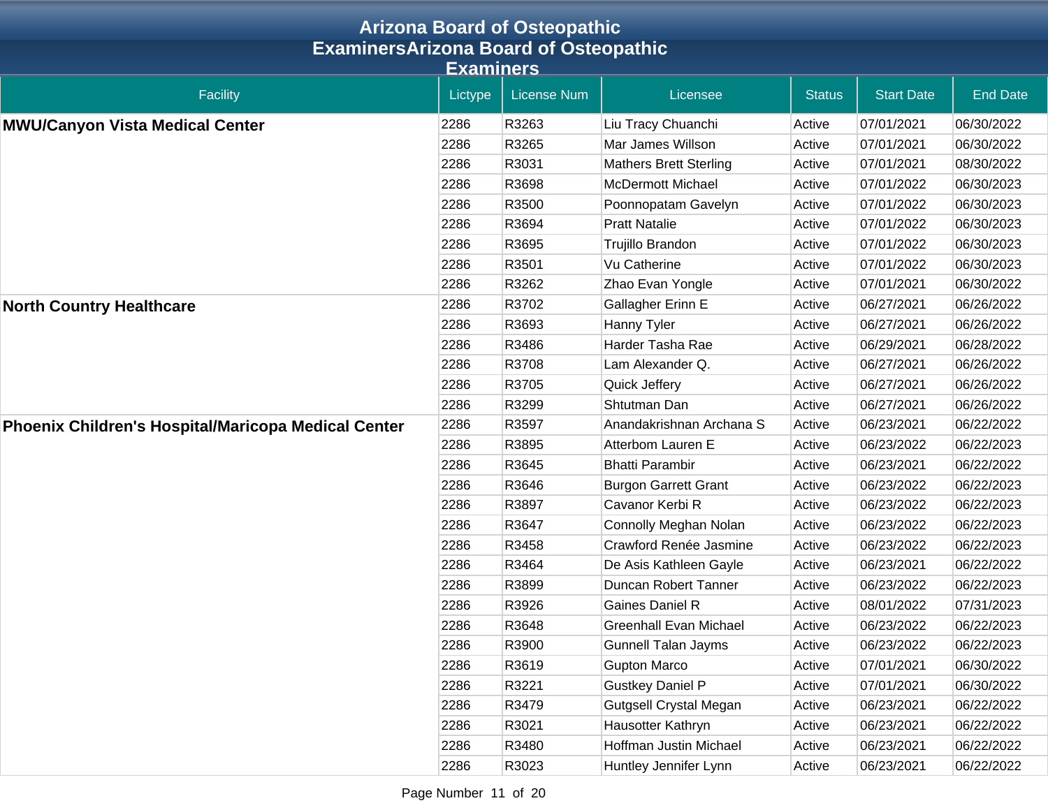# Arizona Board of Osteopathic ExaminersArizona Board of Osteopathic Examiners

| Facility | Lictype | License Num | Licensee | Status | Start Date | End Date |
|---|---|---|---|---|---|---|
| **MWU/Canyon Vista Medical Center** | 2286 | R3263 | Liu Tracy Chuanchi | Active | 07/01/2021 | 06/30/2022 |
| | 2286 | R3265 | Mar James Willson | Active | 07/01/2021 | 06/30/2022 |
| | 2286 | R3031 | Mathers Brett Sterling | Active | 07/01/2021 | 08/30/2022 |
| | 2286 | R3698 | McDermott Michael | Active | 07/01/2022 | 06/30/2023 |
| | 2286 | R3500 | Poonnopatam Gavelyn | Active | 07/01/2022 | 06/30/2023 |
| | 2286 | R3694 | Pratt Natalie | Active | 07/01/2022 | 06/30/2023 |
| | 2286 | R3695 | Trujillo Brandon | Active | 07/01/2022 | 06/30/2023 |
| | 2286 | R3501 | Vu Catherine | Active | 07/01/2022 | 06/30/2023 |
| | 2286 | R3262 | Zhao Evan Yongle | Active | 07/01/2021 | 06/30/2022 |
| **North Country Healthcare** | 2286 | R3702 | Gallagher Erinn E | Active | 06/27/2021 | 06/26/2022 |
| | 2286 | R3693 | Hanny Tyler | Active | 06/27/2021 | 06/26/2022 |
| | 2286 | R3486 | Harder Tasha Rae | Active | 06/29/2021 | 06/28/2022 |
| | 2286 | R3708 | Lam Alexander Q. | Active | 06/27/2021 | 06/26/2022 |
| | 2286 | R3705 | Quick Jeffery | Active | 06/27/2021 | 06/26/2022 |
| | 2286 | R3299 | Shtutman Dan | Active | 06/27/2021 | 06/26/2022 |
| **Phoenix Children's Hospital/Maricopa Medical Center** | 2286 | R3597 | Anandakrishnan Archana S | Active | 06/23/2021 | 06/22/2022 |
| | 2286 | R3895 | Atterbom Lauren E | Active | 06/23/2022 | 06/22/2023 |
| | 2286 | R3645 | Bhatti Parambir | Active | 06/23/2021 | 06/22/2022 |
| | 2286 | R3646 | Burgon Garrett Grant | Active | 06/23/2022 | 06/22/2023 |
| | 2286 | R3897 | Cavanor Kerbi R | Active | 06/23/2022 | 06/22/2023 |
| | 2286 | R3647 | Connolly Meghan Nolan | Active | 06/23/2022 | 06/22/2023 |
| | 2286 | R3458 | Crawford Renée Jasmine | Active | 06/23/2022 | 06/22/2023 |
| | 2286 | R3464 | De Asis Kathleen Gayle | Active | 06/23/2021 | 06/22/2022 |
| | 2286 | R3899 | Duncan Robert Tanner | Active | 06/23/2022 | 06/22/2023 |
| | 2286 | R3926 | Gaines Daniel R | Active | 08/01/2022 | 07/31/2023 |
| | 2286 | R3648 | Greenhall Evan Michael | Active | 06/23/2022 | 06/22/2023 |
| | 2286 | R3900 | Gunnell Talan Jayms | Active | 06/23/2022 | 06/22/2023 |
| | 2286 | R3619 | Gupton Marco | Active | 07/01/2021 | 06/30/2022 |
| | 2286 | R3221 | Gustkey Daniel P | Active | 07/01/2021 | 06/30/2022 |
| | 2286 | R3479 | Gutgsell Crystal Megan | Active | 06/23/2021 | 06/22/2022 |
| | 2286 | R3021 | Hausotter Kathryn | Active | 06/23/2021 | 06/22/2022 |
| | 2286 | R3480 | Hoffman Justin Michael | Active | 06/23/2021 | 06/22/2022 |
| | 2286 | R3023 | Huntley Jennifer Lynn | Active | 06/23/2021 | 06/22/2022 |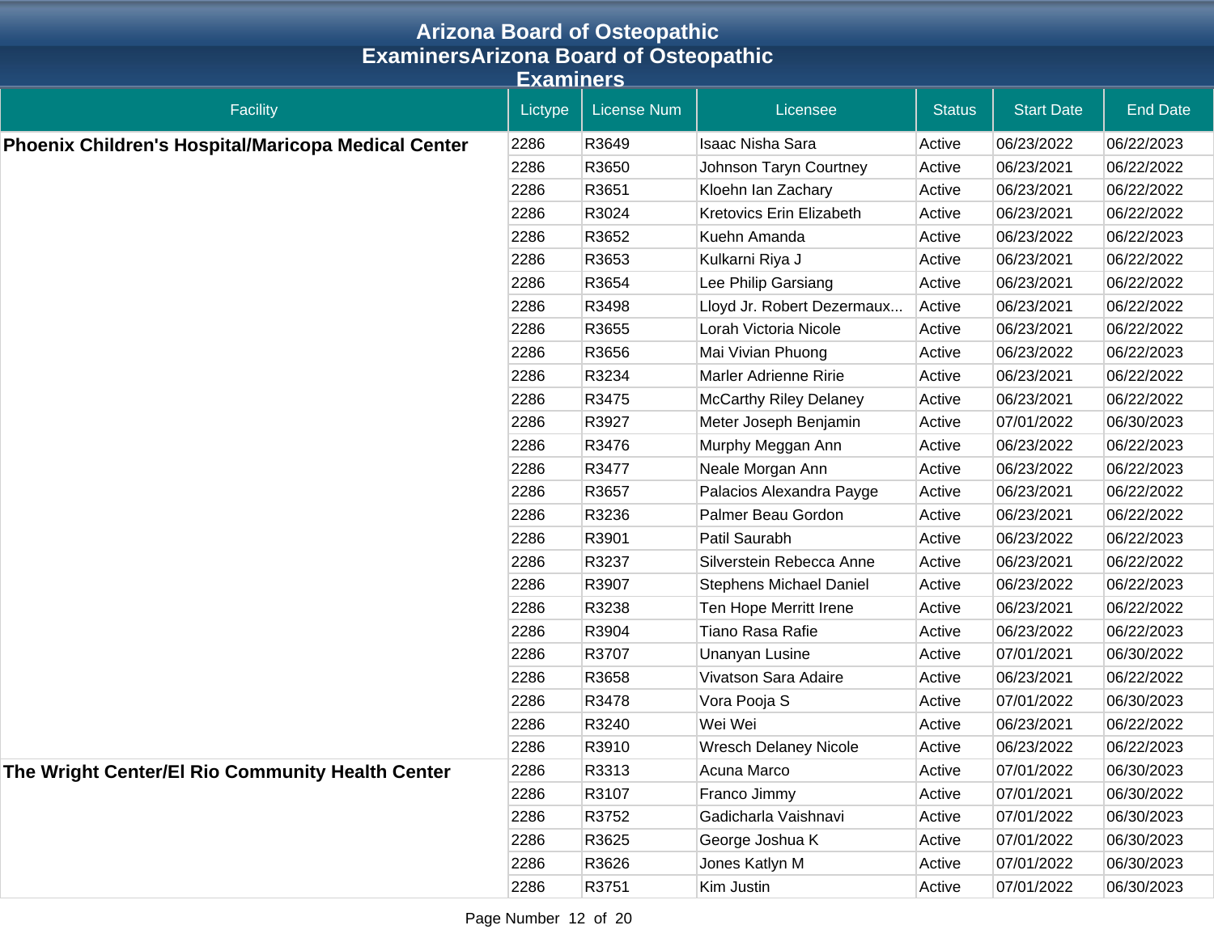# Arizona Board of Osteopathic ExaminersArizona Board of Osteopathic Examiners

| Facility | Lictype | License Num | Licensee | Status | Start Date | End Date |
|---|---|---|---|---|---|---|
| **Phoenix Children's Hospital/Maricopa Medical Center** | 2286 | R3649 | Isaac Nisha Sara | Active | 06/23/2022 | 06/22/2023 |
| | 2286 | R3650 | Johnson Taryn Courtney | Active | 06/23/2021 | 06/22/2022 |
| | 2286 | R3651 | Kloehn Ian Zachary | Active | 06/23/2021 | 06/22/2022 |
| | 2286 | R3024 | Kretovics Erin Elizabeth | Active | 06/23/2021 | 06/22/2022 |
| | 2286 | R3652 | Kuehn Amanda | Active | 06/23/2022 | 06/22/2023 |
| | 2286 | R3653 | Kulkarni Riya J | Active | 06/23/2021 | 06/22/2022 |
| | 2286 | R3654 | Lee Philip Garsiang | Active | 06/23/2021 | 06/22/2022 |
| | 2286 | R3498 | Lloyd Jr. Robert Dezermaux... | Active | 06/23/2021 | 06/22/2022 |
| | 2286 | R3655 | Lorah Victoria Nicole | Active | 06/23/2021 | 06/22/2022 |
| | 2286 | R3656 | Mai Vivian Phuong | Active | 06/23/2022 | 06/22/2023 |
| | 2286 | R3234 | Marler Adrienne Ririe | Active | 06/23/2021 | 06/22/2022 |
| | 2286 | R3475 | McCarthy Riley Delaney | Active | 06/23/2021 | 06/22/2022 |
| | 2286 | R3927 | Meter Joseph Benjamin | Active | 07/01/2022 | 06/30/2023 |
| | 2286 | R3476 | Murphy Meggan Ann | Active | 06/23/2022 | 06/22/2023 |
| | 2286 | R3477 | Neale Morgan Ann | Active | 06/23/2022 | 06/22/2023 |
| | 2286 | R3657 | Palacios Alexandra Payge | Active | 06/23/2021 | 06/22/2022 |
| | 2286 | R3236 | Palmer Beau Gordon | Active | 06/23/2021 | 06/22/2022 |
| | 2286 | R3901 | Patil Saurabh | Active | 06/23/2022 | 06/22/2023 |
| | 2286 | R3237 | Silverstein Rebecca Anne | Active | 06/23/2021 | 06/22/2022 |
| | 2286 | R3907 | Stephens Michael Daniel | Active | 06/23/2022 | 06/22/2023 |
| | 2286 | R3238 | Ten Hope Merritt Irene | Active | 06/23/2021 | 06/22/2022 |
| | 2286 | R3904 | Tiano Rasa Rafie | Active | 06/23/2022 | 06/22/2023 |
| | 2286 | R3707 | Unanyan Lusine | Active | 07/01/2021 | 06/30/2022 |
| | 2286 | R3658 | Vivatson Sara Adaire | Active | 06/23/2021 | 06/22/2022 |
| | 2286 | R3478 | Vora Pooja S | Active | 07/01/2022 | 06/30/2023 |
| | 2286 | R3240 | Wei Wei | Active | 06/23/2021 | 06/22/2022 |
| | 2286 | R3910 | Wresch Delaney Nicole | Active | 06/23/2022 | 06/22/2023 |
| **The Wright Center/El Rio Community Health Center** | 2286 | R3313 | Acuna Marco | Active | 07/01/2022 | 06/30/2023 |
| | 2286 | R3107 | Franco Jimmy | Active | 07/01/2021 | 06/30/2022 |
| | 2286 | R3752 | Gadicharla Vaishnavi | Active | 07/01/2022 | 06/30/2023 |
| | 2286 | R3625 | George Joshua K | Active | 07/01/2022 | 06/30/2023 |
| | 2286 | R3626 | Jones Katlyn M | Active | 07/01/2022 | 06/30/2023 |
| | 2286 | R3751 | Kim Justin | Active | 07/01/2022 | 06/30/2023 |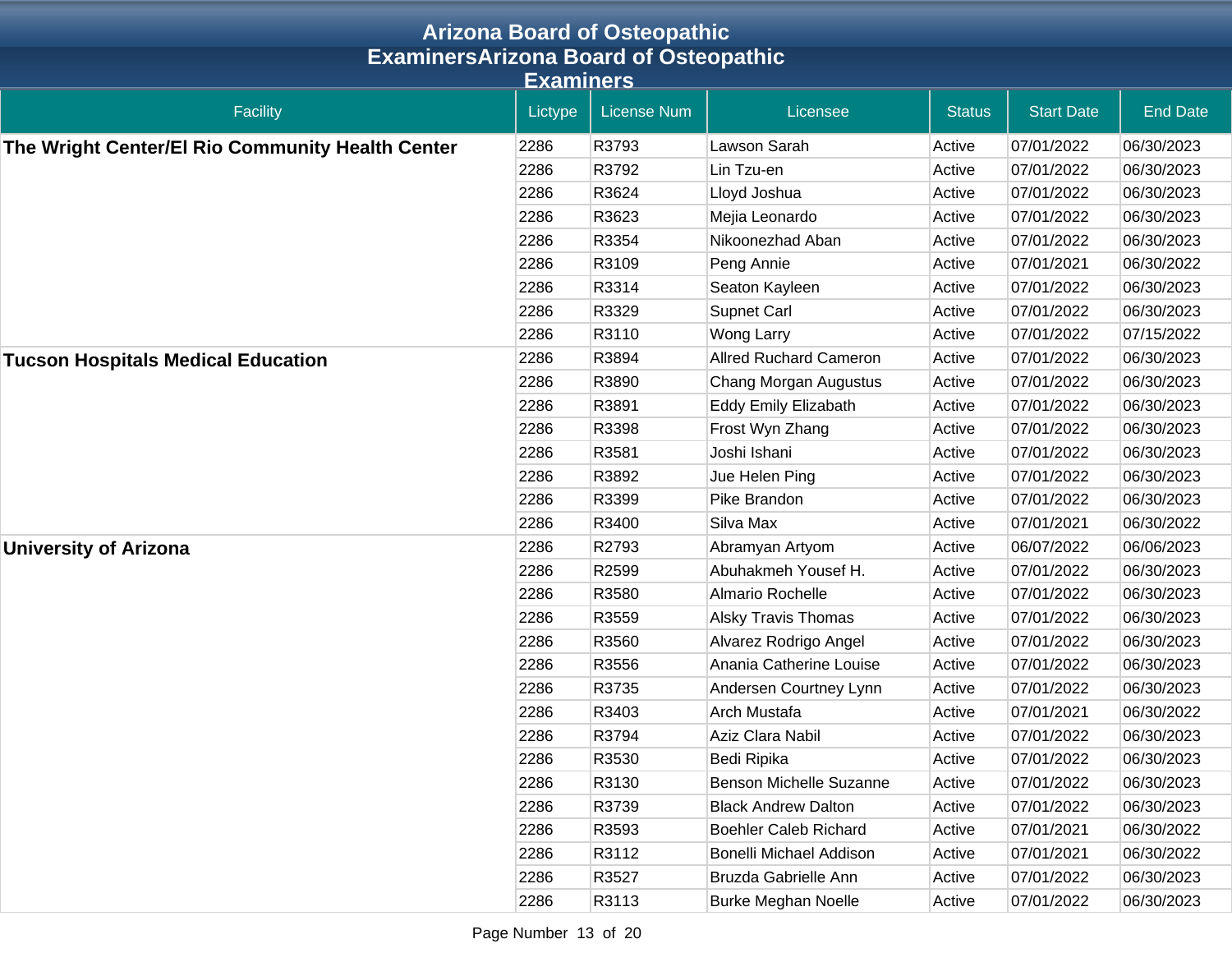# Arizona Board of Osteopathic ExaminersArizona Board of Osteopathic Examiners

| Facility | Lictype | License Num | Licensee | Status | Start Date | End Date |
|---|---|---|---|---|---|---|
| **The Wright Center/El Rio Community Health Center** | 2286 | R3793 | Lawson Sarah | Active | 07/01/2022 | 06/30/2023 |
| | 2286 | R3792 | Lin Tzu-en | Active | 07/01/2022 | 06/30/2023 |
| | 2286 | R3624 | Lloyd Joshua | Active | 07/01/2022 | 06/30/2023 |
| | 2286 | R3623 | Mejia Leonardo | Active | 07/01/2022 | 06/30/2023 |
| | 2286 | R3354 | Nikoonezhad Aban | Active | 07/01/2022 | 06/30/2023 |
| | 2286 | R3109 | Peng Annie | Active | 07/01/2021 | 06/30/2022 |
| | 2286 | R3314 | Seaton Kayleen | Active | 07/01/2022 | 06/30/2023 |
| | 2286 | R3329 | Supnet Carl | Active | 07/01/2022 | 06/30/2023 |
| | 2286 | R3110 | Wong Larry | Active | 07/01/2022 | 07/15/2022 |
| **Tucson Hospitals Medical Education** | 2286 | R3894 | Allred Ruchard Cameron | Active | 07/01/2022 | 06/30/2023 |
| | 2286 | R3890 | Chang Morgan Augustus | Active | 07/01/2022 | 06/30/2023 |
| | 2286 | R3891 | Eddy Emily Elizabath | Active | 07/01/2022 | 06/30/2023 |
| | 2286 | R3398 | Frost Wyn Zhang | Active | 07/01/2022 | 06/30/2023 |
| | 2286 | R3581 | Joshi Ishani | Active | 07/01/2022 | 06/30/2023 |
| | 2286 | R3892 | Jue Helen Ping | Active | 07/01/2022 | 06/30/2023 |
| | 2286 | R3399 | Pike Brandon | Active | 07/01/2022 | 06/30/2023 |
| | 2286 | R3400 | Silva Max | Active | 07/01/2021 | 06/30/2022 |
| **University of Arizona** | 2286 | R2793 | Abramyan Artyom | Active | 06/07/2022 | 06/06/2023 |
| | 2286 | R2599 | Abuhakmeh Yousef H. | Active | 07/01/2022 | 06/30/2023 |
| | 2286 | R3580 | Almario Rochelle | Active | 07/01/2022 | 06/30/2023 |
| | 2286 | R3559 | Alsky Travis Thomas | Active | 07/01/2022 | 06/30/2023 |
| | 2286 | R3560 | Alvarez Rodrigo Angel | Active | 07/01/2022 | 06/30/2023 |
| | 2286 | R3556 | Anania Catherine Louise | Active | 07/01/2022 | 06/30/2023 |
| | 2286 | R3735 | Andersen Courtney Lynn | Active | 07/01/2022 | 06/30/2023 |
| | 2286 | R3403 | Arch Mustafa | Active | 07/01/2021 | 06/30/2022 |
| | 2286 | R3794 | Aziz Clara Nabil | Active | 07/01/2022 | 06/30/2023 |
| | 2286 | R3530 | Bedi Ripika | Active | 07/01/2022 | 06/30/2023 |
| | 2286 | R3130 | Benson Michelle Suzanne | Active | 07/01/2022 | 06/30/2023 |
| | 2286 | R3739 | Black Andrew Dalton | Active | 07/01/2022 | 06/30/2023 |
| | 2286 | R3593 | Boehler Caleb Richard | Active | 07/01/2021 | 06/30/2022 |
| | 2286 | R3112 | Bonelli Michael Addison | Active | 07/01/2021 | 06/30/2022 |
| | 2286 | R3527 | Bruzda Gabrielle Ann | Active | 07/01/2022 | 06/30/2023 |
| | 2286 | R3113 | Burke Meghan Noelle | Active | 07/01/2022 | 06/30/2023 |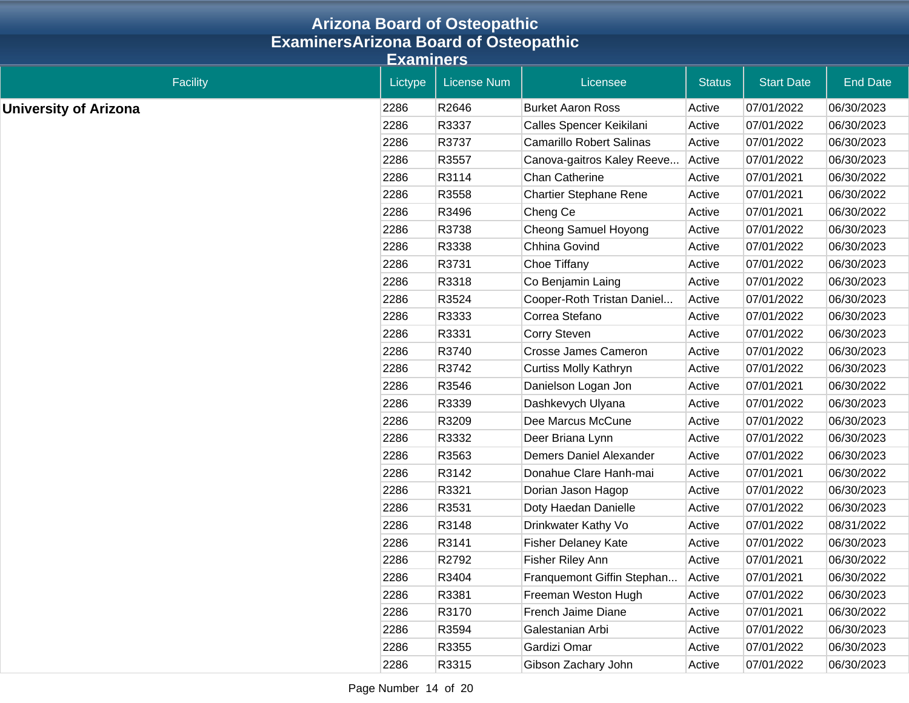# Arizona Board of Osteopathic ExaminersArizona Board of Osteopathic Examiners

| Facility | Lictype | License Num | Licensee | Status | Start Date | End Date |
|---|---|---|---|---|---|---|
| **University of Arizona** | 2286 | R2646 | Burket Aaron Ross | Active | 07/01/2022 | 06/30/2023 |
| | 2286 | R3337 | Calles Spencer Keikilani | Active | 07/01/2022 | 06/30/2023 |
| | 2286 | R3737 | Camarillo Robert Salinas | Active | 07/01/2022 | 06/30/2023 |
| | 2286 | R3557 | Canova-gaitros Kaley Reeve... | Active | 07/01/2022 | 06/30/2023 |
| | 2286 | R3114 | Chan Catherine | Active | 07/01/2021 | 06/30/2022 |
| | 2286 | R3558 | Chartier Stephane Rene | Active | 07/01/2021 | 06/30/2022 |
| | 2286 | R3496 | Cheng Ce | Active | 07/01/2021 | 06/30/2022 |
| | 2286 | R3738 | Cheong Samuel Hoyong | Active | 07/01/2022 | 06/30/2023 |
| | 2286 | R3338 | Chhina Govind | Active | 07/01/2022 | 06/30/2023 |
| | 2286 | R3731 | Choe Tiffany | Active | 07/01/2022 | 06/30/2023 |
| | 2286 | R3318 | Co Benjamin Laing | Active | 07/01/2022 | 06/30/2023 |
| | 2286 | R3524 | Cooper-Roth Tristan Daniel... | Active | 07/01/2022 | 06/30/2023 |
| | 2286 | R3333 | Correa Stefano | Active | 07/01/2022 | 06/30/2023 |
| | 2286 | R3331 | Corry Steven | Active | 07/01/2022 | 06/30/2023 |
| | 2286 | R3740 | Crosse James Cameron | Active | 07/01/2022 | 06/30/2023 |
| | 2286 | R3742 | Curtiss Molly Kathryn | Active | 07/01/2022 | 06/30/2023 |
| | 2286 | R3546 | Danielson Logan Jon | Active | 07/01/2021 | 06/30/2022 |
| | 2286 | R3339 | Dashkevych Ulyana | Active | 07/01/2022 | 06/30/2023 |
| | 2286 | R3209 | Dee Marcus McCune | Active | 07/01/2022 | 06/30/2023 |
| | 2286 | R3332 | Deer Briana Lynn | Active | 07/01/2022 | 06/30/2023 |
| | 2286 | R3563 | Demers Daniel Alexander | Active | 07/01/2022 | 06/30/2023 |
| | 2286 | R3142 | Donahue Clare Hanh-mai | Active | 07/01/2021 | 06/30/2022 |
| | 2286 | R3321 | Dorian Jason Hagop | Active | 07/01/2022 | 06/30/2023 |
| | 2286 | R3531 | Doty Haedan Danielle | Active | 07/01/2022 | 06/30/2023 |
| | 2286 | R3148 | Drinkwater Kathy Vo | Active | 07/01/2022 | 08/31/2022 |
| | 2286 | R3141 | Fisher Delaney Kate | Active | 07/01/2022 | 06/30/2023 |
| | 2286 | R2792 | Fisher Riley Ann | Active | 07/01/2021 | 06/30/2022 |
| | 2286 | R3404 | Franquemont Giffin Stephan... | Active | 07/01/2021 | 06/30/2022 |
| | 2286 | R3381 | Freeman Weston Hugh | Active | 07/01/2022 | 06/30/2023 |
| | 2286 | R3170 | French Jaime Diane | Active | 07/01/2021 | 06/30/2022 |
| | 2286 | R3594 | Galestanian Arbi | Active | 07/01/2022 | 06/30/2023 |
| | 2286 | R3355 | Gardizi Omar | Active | 07/01/2022 | 06/30/2023 |
| | 2286 | R3315 | Gibson Zachary John | Active | 07/01/2022 | 06/30/2023 |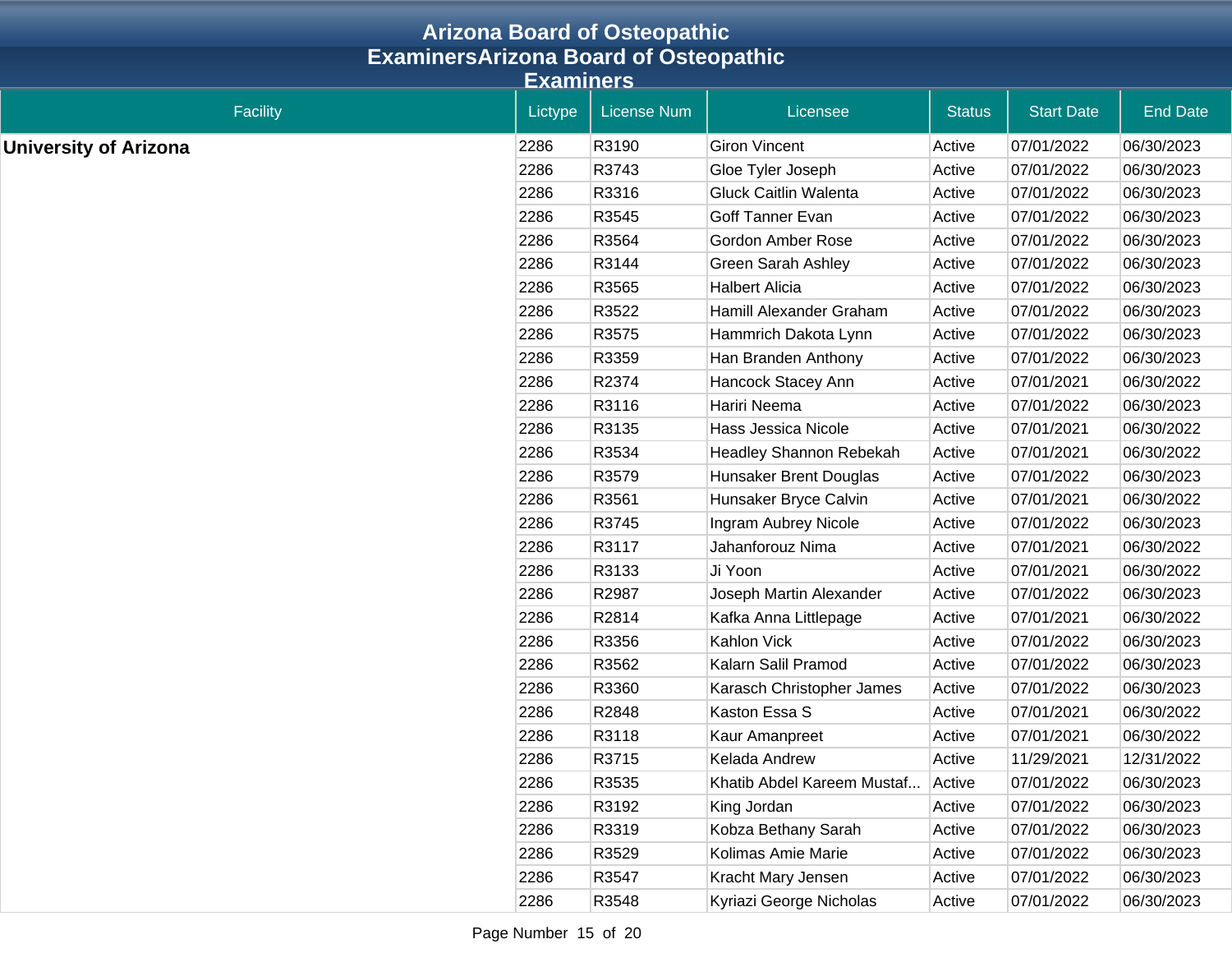# Arizona Board of Osteopathic ExaminersArizona Board of Osteopathic Examiners

| Facility | Lictype | License Num | Licensee | Status | Start Date | End Date |
|---|---|---|---|---|---|---|
| **University of Arizona** | 2286 | R3190 | Giron Vincent | Active | 07/01/2022 | 06/30/2023 |
| | 2286 | R3743 | Gloe Tyler Joseph | Active | 07/01/2022 | 06/30/2023 |
| | 2286 | R3316 | Gluck Caitlin Walenta | Active | 07/01/2022 | 06/30/2023 |
| | 2286 | R3545 | Goff Tanner Evan | Active | 07/01/2022 | 06/30/2023 |
| | 2286 | R3564 | Gordon Amber Rose | Active | 07/01/2022 | 06/30/2023 |
| | 2286 | R3144 | Green Sarah Ashley | Active | 07/01/2022 | 06/30/2023 |
| | 2286 | R3565 | Halbert Alicia | Active | 07/01/2022 | 06/30/2023 |
| | 2286 | R3522 | Hamill Alexander Graham | Active | 07/01/2022 | 06/30/2023 |
| | 2286 | R3575 | Hammrich Dakota Lynn | Active | 07/01/2022 | 06/30/2023 |
| | 2286 | R3359 | Han Branden Anthony | Active | 07/01/2022 | 06/30/2023 |
| | 2286 | R2374 | Hancock Stacey Ann | Active | 07/01/2021 | 06/30/2022 |
| | 2286 | R3116 | Hariri Neema | Active | 07/01/2022 | 06/30/2023 |
| | 2286 | R3135 | Hass Jessica Nicole | Active | 07/01/2021 | 06/30/2022 |
| | 2286 | R3534 | Headley Shannon Rebekah | Active | 07/01/2021 | 06/30/2022 |
| | 2286 | R3579 | Hunsaker Brent Douglas | Active | 07/01/2022 | 06/30/2023 |
| | 2286 | R3561 | Hunsaker Bryce Calvin | Active | 07/01/2021 | 06/30/2022 |
| | 2286 | R3745 | Ingram Aubrey Nicole | Active | 07/01/2022 | 06/30/2023 |
| | 2286 | R3117 | Jahanforouz Nima | Active | 07/01/2021 | 06/30/2022 |
| | 2286 | R3133 | Ji Yoon | Active | 07/01/2021 | 06/30/2022 |
| | 2286 | R2987 | Joseph Martin Alexander | Active | 07/01/2022 | 06/30/2023 |
| | 2286 | R2814 | Kafka Anna Littlepage | Active | 07/01/2021 | 06/30/2022 |
| | 2286 | R3356 | Kahlon Vick | Active | 07/01/2022 | 06/30/2023 |
| | 2286 | R3562 | Kalarn Salil Pramod | Active | 07/01/2022 | 06/30/2023 |
| | 2286 | R3360 | Karasch Christopher James | Active | 07/01/2022 | 06/30/2023 |
| | 2286 | R2848 | Kaston Essa S | Active | 07/01/2021 | 06/30/2022 |
| | 2286 | R3118 | Kaur Amanpreet | Active | 07/01/2021 | 06/30/2022 |
| | 2286 | R3715 | Kelada Andrew | Active | 11/29/2021 | 12/31/2022 |
| | 2286 | R3535 | Khatib Abdel Kareem Mustaf... | Active | 07/01/2022 | 06/30/2023 |
| | 2286 | R3192 | King Jordan | Active | 07/01/2022 | 06/30/2023 |
| | 2286 | R3319 | Kobza Bethany Sarah | Active | 07/01/2022 | 06/30/2023 |
| | 2286 | R3529 | Kolimas Amie Marie | Active | 07/01/2022 | 06/30/2023 |
| | 2286 | R3547 | Kracht Mary Jensen | Active | 07/01/2022 | 06/30/2023 |
| | 2286 | R3548 | Kyriazi George Nicholas | Active | 07/01/2022 | 06/30/2023 |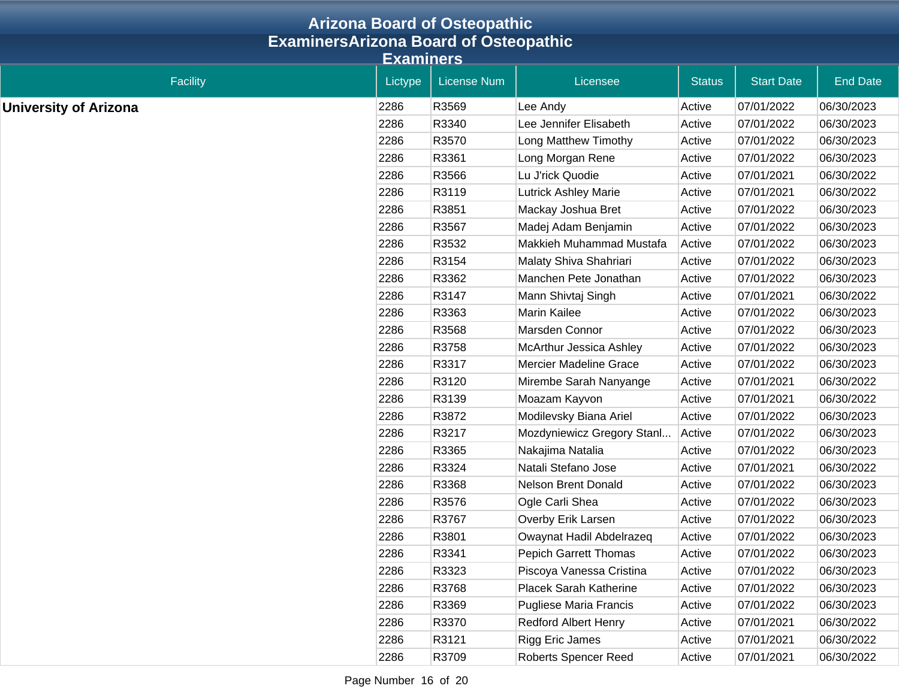# Arizona Board of Osteopathic ExaminersArizona Board of Osteopathic Examiners

| Facility | Lictype | License Num | Licensee | Status | Start Date | End Date |
|---|---|---|---|---|---|---|
| **University of Arizona** | 2286 | R3569 | Lee Andy | Active | 07/01/2022 | 06/30/2023 |
| | 2286 | R3340 | Lee Jennifer Elisabeth | Active | 07/01/2022 | 06/30/2023 |
| | 2286 | R3570 | Long Matthew Timothy | Active | 07/01/2022 | 06/30/2023 |
| | 2286 | R3361 | Long Morgan Rene | Active | 07/01/2022 | 06/30/2023 |
| | 2286 | R3566 | Lu J'rick Quodie | Active | 07/01/2021 | 06/30/2022 |
| | 2286 | R3119 | Lutrick Ashley Marie | Active | 07/01/2021 | 06/30/2022 |
| | 2286 | R3851 | Mackay Joshua Bret | Active | 07/01/2022 | 06/30/2023 |
| | 2286 | R3567 | Madej Adam Benjamin | Active | 07/01/2022 | 06/30/2023 |
| | 2286 | R3532 | Makkieh Muhammad Mustafa | Active | 07/01/2022 | 06/30/2023 |
| | 2286 | R3154 | Malaty Shiva Shahriari | Active | 07/01/2022 | 06/30/2023 |
| | 2286 | R3362 | Manchen Pete Jonathan | Active | 07/01/2022 | 06/30/2023 |
| | 2286 | R3147 | Mann Shivtaj Singh | Active | 07/01/2021 | 06/30/2022 |
| | 2286 | R3363 | Marin Kailee | Active | 07/01/2022 | 06/30/2023 |
| | 2286 | R3568 | Marsden Connor | Active | 07/01/2022 | 06/30/2023 |
| | 2286 | R3758 | McArthur Jessica Ashley | Active | 07/01/2022 | 06/30/2023 |
| | 2286 | R3317 | Mercier Madeline Grace | Active | 07/01/2022 | 06/30/2023 |
| | 2286 | R3120 | Mirembe Sarah Nanyange | Active | 07/01/2021 | 06/30/2022 |
| | 2286 | R3139 | Moazam Kayvon | Active | 07/01/2021 | 06/30/2022 |
| | 2286 | R3872 | Modilevsky Biana Ariel | Active | 07/01/2022 | 06/30/2023 |
| | 2286 | R3217 | Mozdyniewicz Gregory Stanl... | Active | 07/01/2022 | 06/30/2023 |
| | 2286 | R3365 | Nakajima Natalia | Active | 07/01/2022 | 06/30/2023 |
| | 2286 | R3324 | Natali Stefano Jose | Active | 07/01/2021 | 06/30/2022 |
| | 2286 | R3368 | Nelson Brent Donald | Active | 07/01/2022 | 06/30/2023 |
| | 2286 | R3576 | Ogle Carli Shea | Active | 07/01/2022 | 06/30/2023 |
| | 2286 | R3767 | Overby Erik Larsen | Active | 07/01/2022 | 06/30/2023 |
| | 2286 | R3801 | Owaynat Hadil Abdelrazeq | Active | 07/01/2022 | 06/30/2023 |
| | 2286 | R3341 | Pepich Garrett Thomas | Active | 07/01/2022 | 06/30/2023 |
| | 2286 | R3323 | Piscoya Vanessa Cristina | Active | 07/01/2022 | 06/30/2023 |
| | 2286 | R3768 | Placek Sarah Katherine | Active | 07/01/2022 | 06/30/2023 |
| | 2286 | R3369 | Pugliese Maria Francis | Active | 07/01/2022 | 06/30/2023 |
| | 2286 | R3370 | Redford Albert Henry | Active | 07/01/2021 | 06/30/2022 |
| | 2286 | R3121 | Rigg Eric James | Active | 07/01/2021 | 06/30/2022 |
| | 2286 | R3709 | Roberts Spencer Reed | Active | 07/01/2021 | 06/30/2022 |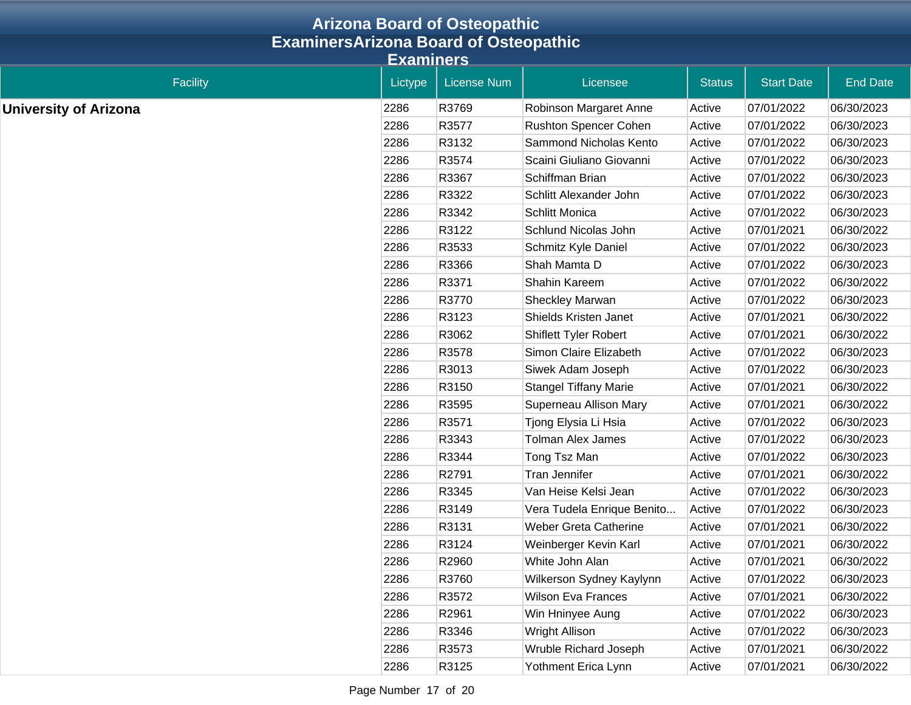# Arizona Board of Osteopathic ExaminersArizona Board of Osteopathic Examiners

| Facility | Lictype | License Num | Licensee | Status | Start Date | End Date |
|---|---|---|---|---|---|---|
| **University of Arizona** | 2286 | R3769 | Robinson Margaret Anne | Active | 07/01/2022 | 06/30/2023 |
| | 2286 | R3577 | Rushton Spencer Cohen | Active | 07/01/2022 | 06/30/2023 |
| | 2286 | R3132 | Sammond Nicholas Kento | Active | 07/01/2022 | 06/30/2023 |
| | 2286 | R3574 | Scaini Giuliano Giovanni | Active | 07/01/2022 | 06/30/2023 |
| | 2286 | R3367 | Schiffman Brian | Active | 07/01/2022 | 06/30/2023 |
| | 2286 | R3322 | Schlitt Alexander John | Active | 07/01/2022 | 06/30/2023 |
| | 2286 | R3342 | Schlitt Monica | Active | 07/01/2022 | 06/30/2023 |
| | 2286 | R3122 | Schlund Nicolas John | Active | 07/01/2021 | 06/30/2022 |
| | 2286 | R3533 | Schmitz Kyle Daniel | Active | 07/01/2022 | 06/30/2023 |
| | 2286 | R3366 | Shah Mamta D | Active | 07/01/2022 | 06/30/2023 |
| | 2286 | R3371 | Shahin Kareem | Active | 07/01/2022 | 06/30/2022 |
| | 2286 | R3770 | Sheckley Marwan | Active | 07/01/2022 | 06/30/2023 |
| | 2286 | R3123 | Shields Kristen Janet | Active | 07/01/2021 | 06/30/2022 |
| | 2286 | R3062 | Shiflett Tyler Robert | Active | 07/01/2021 | 06/30/2022 |
| | 2286 | R3578 | Simon Claire Elizabeth | Active | 07/01/2022 | 06/30/2023 |
| | 2286 | R3013 | Siwek Adam Joseph | Active | 07/01/2022 | 06/30/2023 |
| | 2286 | R3150 | Stangel Tiffany Marie | Active | 07/01/2021 | 06/30/2022 |
| | 2286 | R3595 | Superneau Allison Mary | Active | 07/01/2021 | 06/30/2022 |
| | 2286 | R3571 | Tjong Elysia Li Hsia | Active | 07/01/2022 | 06/30/2023 |
| | 2286 | R3343 | Tolman Alex James | Active | 07/01/2022 | 06/30/2023 |
| | 2286 | R3344 | Tong Tsz Man | Active | 07/01/2022 | 06/30/2023 |
| | 2286 | R2791 | Tran Jennifer | Active | 07/01/2021 | 06/30/2022 |
| | 2286 | R3345 | Van Heise Kelsi Jean | Active | 07/01/2022 | 06/30/2023 |
| | 2286 | R3149 | Vera Tudela Enrique Benito... | Active | 07/01/2022 | 06/30/2023 |
| | 2286 | R3131 | Weber Greta Catherine | Active | 07/01/2021 | 06/30/2022 |
| | 2286 | R3124 | Weinberger Kevin Karl | Active | 07/01/2021 | 06/30/2022 |
| | 2286 | R2960 | White John Alan | Active | 07/01/2021 | 06/30/2022 |
| | 2286 | R3760 | Wilkerson Sydney Kaylynn | Active | 07/01/2022 | 06/30/2023 |
| | 2286 | R3572 | Wilson Eva Frances | Active | 07/01/2021 | 06/30/2022 |
| | 2286 | R2961 | Win Hninyee Aung | Active | 07/01/2022 | 06/30/2023 |
| | 2286 | R3346 | Wright Allison | Active | 07/01/2022 | 06/30/2023 |
| | 2286 | R3573 | Wruble Richard Joseph | Active | 07/01/2021 | 06/30/2022 |
| | 2286 | R3125 | Yothment Erica Lynn | Active | 07/01/2021 | 06/30/2022 |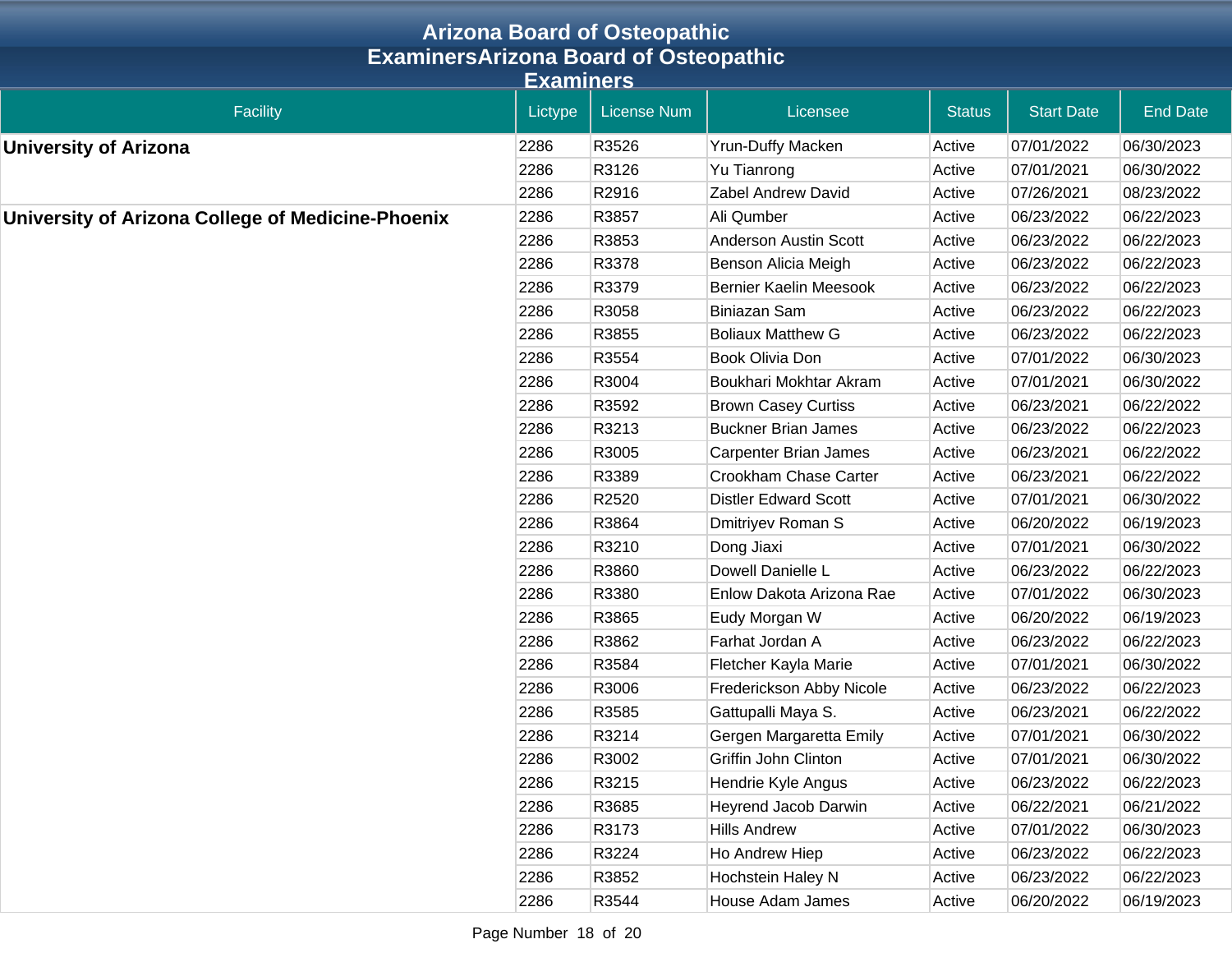# Arizona Board of Osteopathic ExaminersArizona Board of Osteopathic Examiners

| Facility | Lictype | License Num | Licensee | Status | Start Date | End Date |
|---|---|---|---|---|---|---|
| **University of Arizona** | 2286 | R3526 | Yrun-Duffy Macken | Active | 07/01/2022 | 06/30/2023 |
| | 2286 | R3126 | Yu Tianrong | Active | 07/01/2021 | 06/30/2022 |
| | 2286 | R2916 | Zabel Andrew David | Active | 07/26/2021 | 08/23/2022 |
| **University of Arizona College of Medicine-Phoenix** | 2286 | R3857 | Ali Qumber | Active | 06/23/2022 | 06/22/2023 |
| | 2286 | R3853 | Anderson Austin Scott | Active | 06/23/2022 | 06/22/2023 |
| | 2286 | R3378 | Benson Alicia Meigh | Active | 06/23/2022 | 06/22/2023 |
| | 2286 | R3379 | Bernier Kaelin Meesook | Active | 06/23/2022 | 06/22/2023 |
| | 2286 | R3058 | Biniazan Sam | Active | 06/23/2022 | 06/22/2023 |
| | 2286 | R3855 | Boliaux Matthew G | Active | 06/23/2022 | 06/22/2023 |
| | 2286 | R3554 | Book Olivia Don | Active | 07/01/2022 | 06/30/2023 |
| | 2286 | R3004 | Boukhari Mokhtar Akram | Active | 07/01/2021 | 06/30/2022 |
| | 2286 | R3592 | Brown Casey Curtiss | Active | 06/23/2021 | 06/22/2022 |
| | 2286 | R3213 | Buckner Brian James | Active | 06/23/2022 | 06/22/2023 |
| | 2286 | R3005 | Carpenter Brian James | Active | 06/23/2021 | 06/22/2022 |
| | 2286 | R3389 | Crookham Chase Carter | Active | 06/23/2021 | 06/22/2022 |
| | 2286 | R2520 | Distler Edward Scott | Active | 07/01/2021 | 06/30/2022 |
| | 2286 | R3864 | Dmitriyev Roman S | Active | 06/20/2022 | 06/19/2023 |
| | 2286 | R3210 | Dong Jiaxi | Active | 07/01/2021 | 06/30/2022 |
| | 2286 | R3860 | Dowell Danielle L | Active | 06/23/2022 | 06/22/2023 |
| | 2286 | R3380 | Enlow Dakota Arizona Rae | Active | 07/01/2022 | 06/30/2023 |
| | 2286 | R3865 | Eudy Morgan W | Active | 06/20/2022 | 06/19/2023 |
| | 2286 | R3862 | Farhat Jordan A | Active | 06/23/2022 | 06/22/2023 |
| | 2286 | R3584 | Fletcher Kayla Marie | Active | 07/01/2021 | 06/30/2022 |
| | 2286 | R3006 | Frederickson Abby Nicole | Active | 06/23/2022 | 06/22/2023 |
| | 2286 | R3585 | Gattupalli Maya S. | Active | 06/23/2021 | 06/22/2022 |
| | 2286 | R3214 | Gergen Margaretta Emily | Active | 07/01/2021 | 06/30/2022 |
| | 2286 | R3002 | Griffin John Clinton | Active | 07/01/2021 | 06/30/2022 |
| | 2286 | R3215 | Hendrie Kyle Angus | Active | 06/23/2022 | 06/22/2023 |
| | 2286 | R3685 | Heyrend Jacob Darwin | Active | 06/22/2021 | 06/21/2022 |
| | 2286 | R3173 | Hills Andrew | Active | 07/01/2022 | 06/30/2023 |
| | 2286 | R3224 | Ho Andrew Hiep | Active | 06/23/2022 | 06/22/2023 |
| | 2286 | R3852 | Hochstein Haley N | Active | 06/23/2022 | 06/22/2023 |
| | 2286 | R3544 | House Adam James | Active | 06/20/2022 | 06/19/2023 |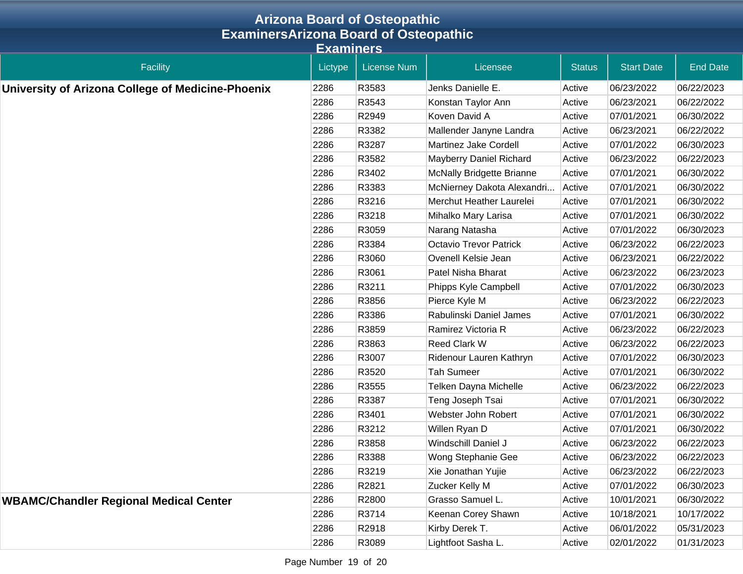# Arizona Board of Osteopathic ExaminersArizona Board of Osteopathic Examiners

| Facility | Lictype | License Num | Licensee | Status | Start Date | End Date |
|---|---|---|---|---|---|---|
| **University of Arizona College of Medicine-Phoenix** | 2286 | R3583 | Jenks Danielle E. | Active | 06/23/2022 | 06/22/2023 |
| | 2286 | R3543 | Konstan Taylor Ann | Active | 06/23/2021 | 06/22/2022 |
| | 2286 | R2949 | Koven David A | Active | 07/01/2021 | 06/30/2022 |
| | 2286 | R3382 | Mallender Janyne Landra | Active | 06/23/2021 | 06/22/2022 |
| | 2286 | R3287 | Martinez Jake Cordell | Active | 07/01/2022 | 06/30/2023 |
| | 2286 | R3582 | Mayberry Daniel Richard | Active | 06/23/2022 | 06/22/2023 |
| | 2286 | R3402 | McNally Bridgette Brianne | Active | 07/01/2021 | 06/30/2022 |
| | 2286 | R3383 | McNierney Dakota Alexandri... | Active | 07/01/2021 | 06/30/2022 |
| | 2286 | R3216 | Merchut Heather Laurelei | Active | 07/01/2021 | 06/30/2022 |
| | 2286 | R3218 | Mihalko Mary Larisa | Active | 07/01/2021 | 06/30/2022 |
| | 2286 | R3059 | Narang Natasha | Active | 07/01/2022 | 06/30/2023 |
| | 2286 | R3384 | Octavio Trevor Patrick | Active | 06/23/2022 | 06/22/2023 |
| | 2286 | R3060 | Ovenell Kelsie Jean | Active | 06/23/2021 | 06/22/2022 |
| | 2286 | R3061 | Patel Nisha Bharat | Active | 06/23/2022 | 06/23/2023 |
| | 2286 | R3211 | Phipps Kyle Campbell | Active | 07/01/2022 | 06/30/2023 |
| | 2286 | R3856 | Pierce Kyle M | Active | 06/23/2022 | 06/22/2023 |
| | 2286 | R3386 | Rabulinski Daniel James | Active | 07/01/2021 | 06/30/2022 |
| | 2286 | R3859 | Ramirez Victoria R | Active | 06/23/2022 | 06/22/2023 |
| | 2286 | R3863 | Reed Clark W | Active | 06/23/2022 | 06/22/2023 |
| | 2286 | R3007 | Ridenour Lauren Kathryn | Active | 07/01/2022 | 06/30/2023 |
| | 2286 | R3520 | Tah Sumeer | Active | 07/01/2021 | 06/30/2022 |
| | 2286 | R3555 | Telken Dayna Michelle | Active | 06/23/2022 | 06/22/2023 |
| | 2286 | R3387 | Teng Joseph Tsai | Active | 07/01/2021 | 06/30/2022 |
| | 2286 | R3401 | Webster John Robert | Active | 07/01/2021 | 06/30/2022 |
| | 2286 | R3212 | Willen Ryan D | Active | 07/01/2021 | 06/30/2022 |
| | 2286 | R3858 | Windschill Daniel J | Active | 06/23/2022 | 06/22/2023 |
| | 2286 | R3388 | Wong Stephanie Gee | Active | 06/23/2022 | 06/22/2023 |
| | 2286 | R3219 | Xie Jonathan Yujie | Active | 06/23/2022 | 06/22/2023 |
| | 2286 | R2821 | Zucker Kelly M | Active | 07/01/2022 | 06/30/2023 |
| **WBAMC/Chandler Regional Medical Center** | 2286 | R2800 | Grasso Samuel L. | Active | 10/01/2021 | 06/30/2022 |
| | 2286 | R3714 | Keenan Corey Shawn | Active | 10/18/2021 | 10/17/2022 |
| | 2286 | R2918 | Kirby Derek T. | Active | 06/01/2022 | 05/31/2023 |
| | 2286 | R3089 | Lightfoot Sasha L. | Active | 02/01/2022 | 01/31/2023 |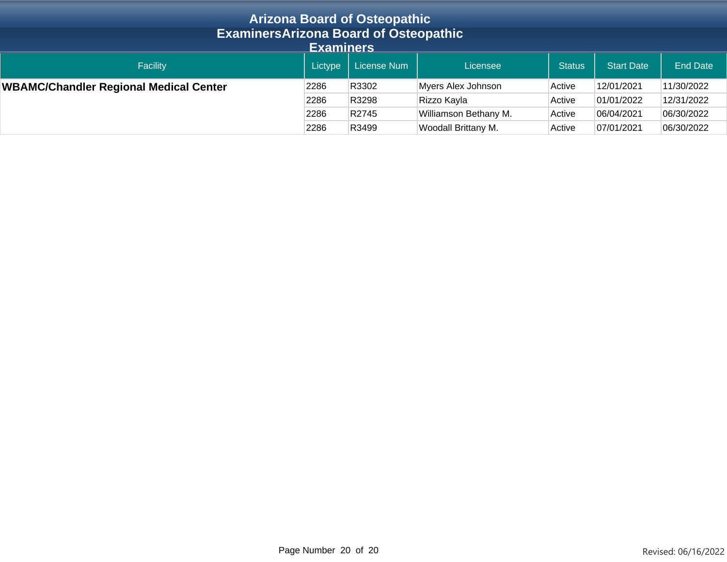# Arizona Board of Osteopathic ExaminersArizona Board of Osteopathic Examiners

| Facility | Lictype | License Num | Licensee | Status | Start Date | End Date |
|---|---|---|---|---|---|---|
| **WBAMC/Chandler Regional Medical Center** | 2286 | R3302 | Myers Alex Johnson | Active | 12/01/2021 | 11/30/2022 |
| | 2286 | R3298 | Rizzo Kayla | Active | 01/01/2022 | 12/31/2022 |
| | 2286 | R2745 | Williamson Bethany M. | Active | 06/04/2021 | 06/30/2022 |
| | 2286 | R3499 | Woodall Brittany M. | Active | 07/01/2021 | 06/30/2022 |

Revised: 06/16/2022